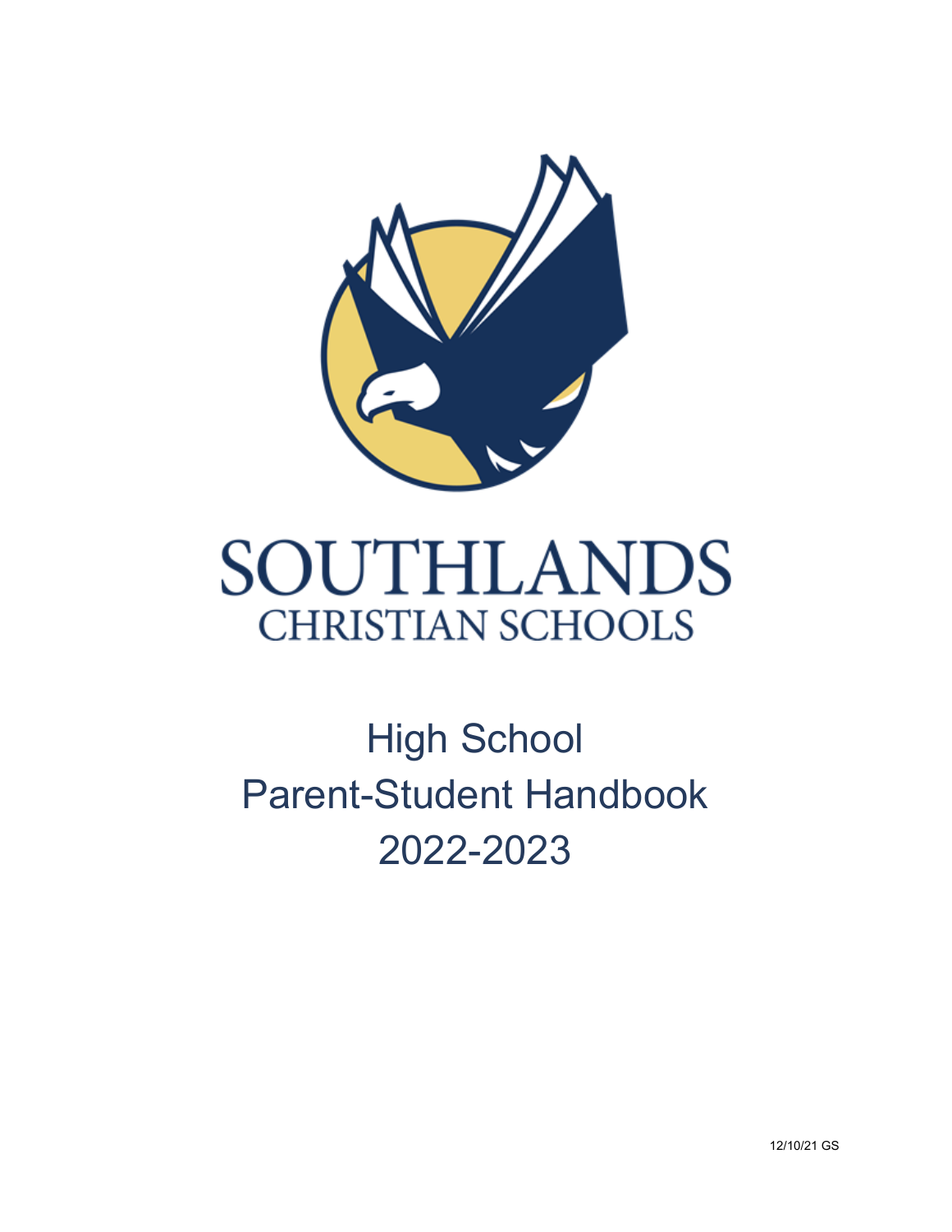# SOUTHLANDS
## CHRISTIAN SCHOOLS

# High School
# Parent-Student Handbook
# 2022-2023

12/10/21 GS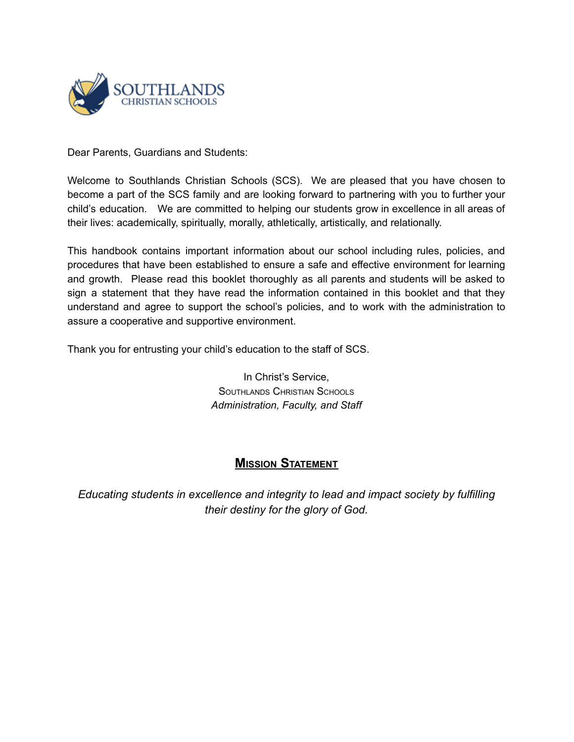SOUTHLANDS
CHRISTIAN SCHOOLS

Dear Parents, Guardians and Students:

Welcome to Southlands Christian Schools (SCS). We are pleased that you have chosen to become a part of the SCS family and are looking forward to partnering with you to further your child's education. We are committed to helping our students grow in excellence in all areas of their lives: academically, spiritually, morally, athletically, artistically, and relationally.

This handbook contains important information about our school including rules, policies, and procedures that have been established to ensure a safe and effective environment for learning and growth. Please read this booklet thoroughly as all parents and students will be asked to sign a statement that they have read the information contained in this booklet and that they understand and agree to support the school's policies, and to work with the administration to assure a cooperative and supportive environment.

Thank you for entrusting your child's education to the staff of SCS.

In Christ's Service,
Southlands Christian Schools
*Administration, Faculty, and Staff*

## Mission Statement

*Educating students in excellence and integrity to lead and impact society by fulfilling their destiny for the glory of God.*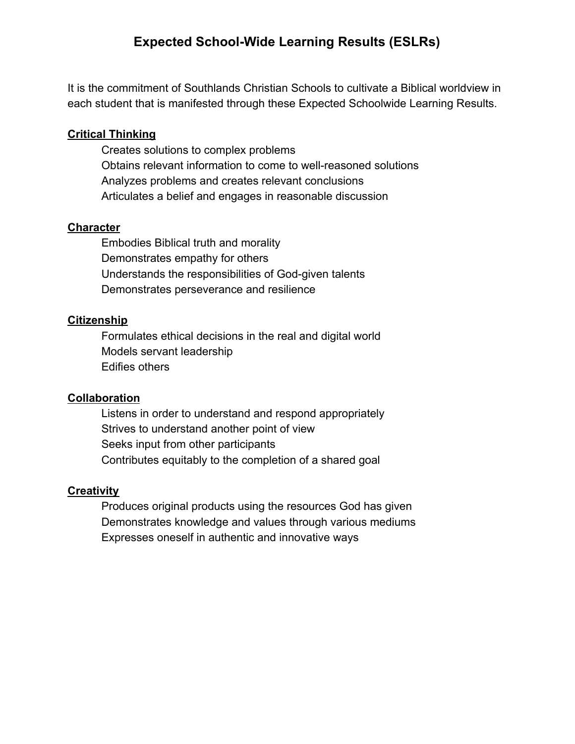# Expected School-Wide Learning Results (ESLRs)

It is the commitment of Southlands Christian Schools to cultivate a Biblical worldview in each student that is manifested through these Expected Schoolwide Learning Results.

## Critical Thinking

- Creates solutions to complex problems
- Obtains relevant information to come to well-reasoned solutions
- Analyzes problems and creates relevant conclusions
- Articulates a belief and engages in reasonable discussion

## Character

- Embodies Biblical truth and morality
- Demonstrates empathy for others
- Understands the responsibilities of God-given talents
- Demonstrates perseverance and resilience

## Citizenship

- Formulates ethical decisions in the real and digital world
- Models servant leadership
- Edifies others

## Collaboration

- Listens in order to understand and respond appropriately
- Strives to understand another point of view
- Seeks input from other participants
- Contributes equitably to the completion of a shared goal

## Creativity

- Produces original products using the resources God has given
- Demonstrates knowledge and values through various mediums
- Expresses oneself in authentic and innovative ways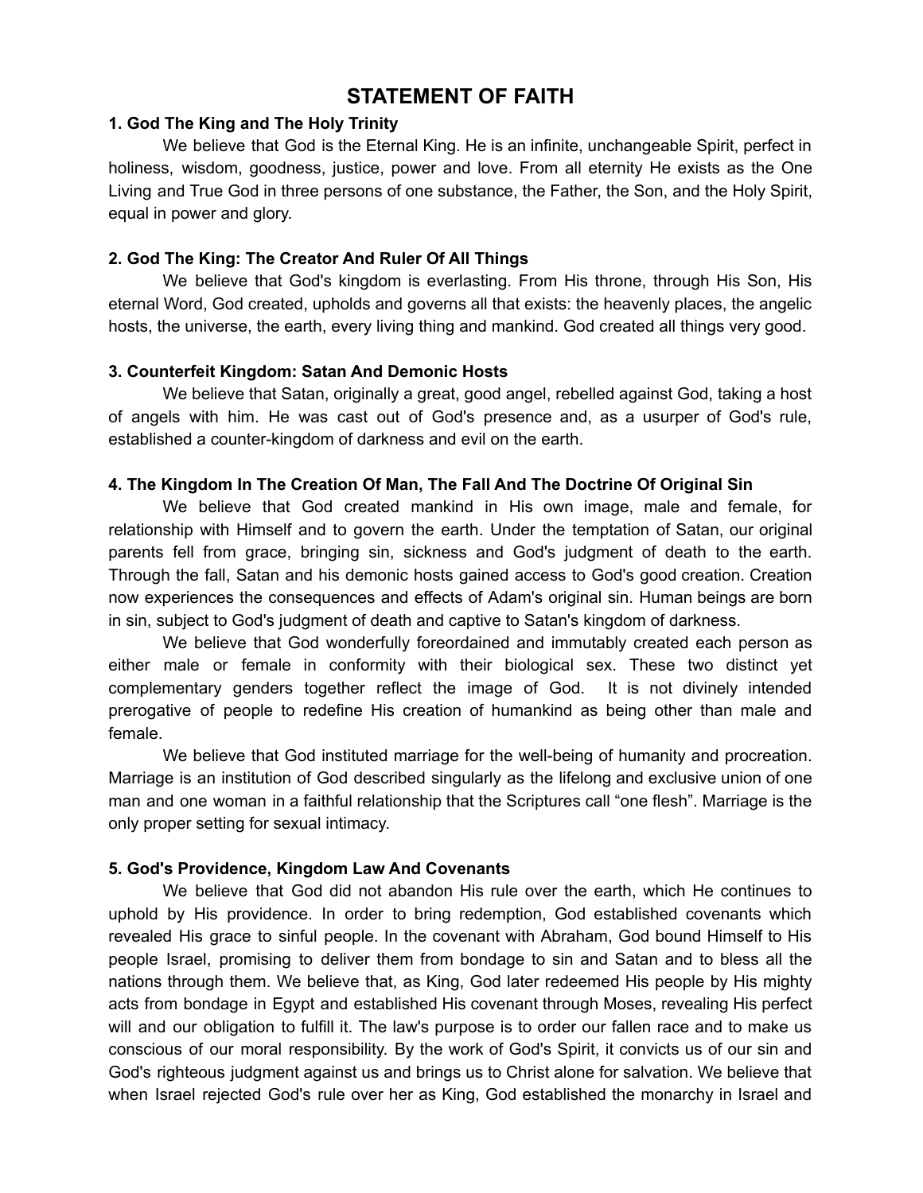# STATEMENT OF FAITH

### 1. God The King and The Holy Trinity

We believe that God is the Eternal King. He is an infinite, unchangeable Spirit, perfect in holiness, wisdom, goodness, justice, power and love. From all eternity He exists as the One Living and True God in three persons of one substance, the Father, the Son, and the Holy Spirit, equal in power and glory.

### 2. God The King: The Creator And Ruler Of All Things

We believe that God's kingdom is everlasting. From His throne, through His Son, His eternal Word, God created, upholds and governs all that exists: the heavenly places, the angelic hosts, the universe, the earth, every living thing and mankind. God created all things very good.

### 3. Counterfeit Kingdom: Satan And Demonic Hosts

We believe that Satan, originally a great, good angel, rebelled against God, taking a host of angels with him. He was cast out of God's presence and, as a usurper of God's rule, established a counter-kingdom of darkness and evil on the earth.

### 4. The Kingdom In The Creation Of Man, The Fall And The Doctrine Of Original Sin

We believe that God created mankind in His own image, male and female, for relationship with Himself and to govern the earth. Under the temptation of Satan, our original parents fell from grace, bringing sin, sickness and God's judgment of death to the earth. Through the fall, Satan and his demonic hosts gained access to God's good creation. Creation now experiences the consequences and effects of Adam's original sin. Human beings are born in sin, subject to God's judgment of death and captive to Satan's kingdom of darkness.

We believe that God wonderfully foreordained and immutably created each person as either male or female in conformity with their biological sex. These two distinct yet complementary genders together reflect the image of God. It is not divinely intended prerogative of people to redefine His creation of humankind as being other than male and female.

We believe that God instituted marriage for the well-being of humanity and procreation. Marriage is an institution of God described singularly as the lifelong and exclusive union of one man and one woman in a faithful relationship that the Scriptures call "one flesh". Marriage is the only proper setting for sexual intimacy.

### 5. God's Providence, Kingdom Law And Covenants

We believe that God did not abandon His rule over the earth, which He continues to uphold by His providence. In order to bring redemption, God established covenants which revealed His grace to sinful people. In the covenant with Abraham, God bound Himself to His people Israel, promising to deliver them from bondage to sin and Satan and to bless all the nations through them. We believe that, as King, God later redeemed His people by His mighty acts from bondage in Egypt and established His covenant through Moses, revealing His perfect will and our obligation to fulfill it. The law's purpose is to order our fallen race and to make us conscious of our moral responsibility. By the work of God's Spirit, it convicts us of our sin and God's righteous judgment against us and brings us to Christ alone for salvation. We believe that when Israel rejected God's rule over her as King, God established the monarchy in Israel and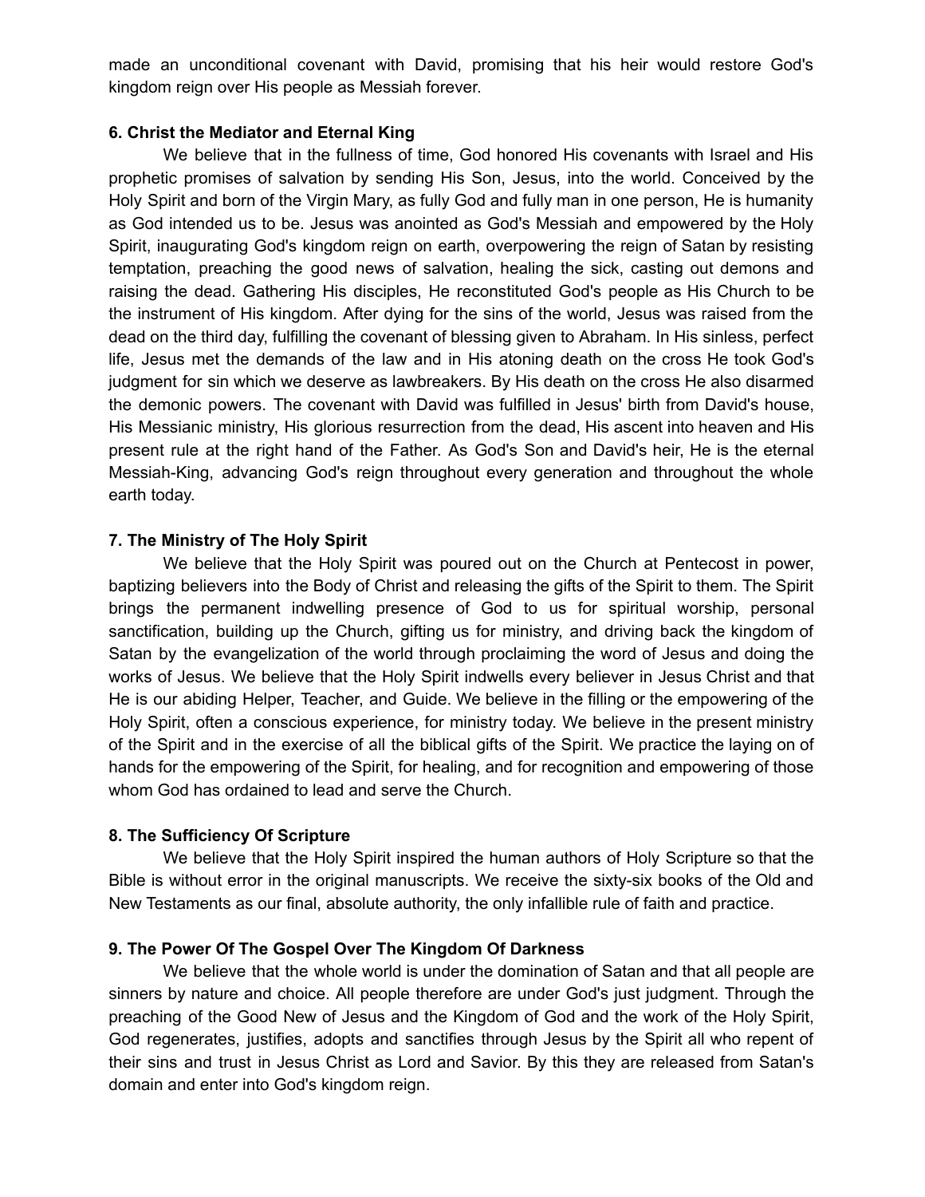made an unconditional covenant with David, promising that his heir would restore God's kingdom reign over His people as Messiah forever.

**6. Christ the Mediator and Eternal King**

We believe that in the fullness of time, God honored His covenants with Israel and His prophetic promises of salvation by sending His Son, Jesus, into the world. Conceived by the Holy Spirit and born of the Virgin Mary, as fully God and fully man in one person, He is humanity as God intended us to be. Jesus was anointed as God's Messiah and empowered by the Holy Spirit, inaugurating God's kingdom reign on earth, overpowering the reign of Satan by resisting temptation, preaching the good news of salvation, healing the sick, casting out demons and raising the dead. Gathering His disciples, He reconstituted God's people as His Church to be the instrument of His kingdom. After dying for the sins of the world, Jesus was raised from the dead on the third day, fulfilling the covenant of blessing given to Abraham. In His sinless, perfect life, Jesus met the demands of the law and in His atoning death on the cross He took God's judgment for sin which we deserve as lawbreakers. By His death on the cross He also disarmed the demonic powers. The covenant with David was fulfilled in Jesus' birth from David's house, His Messianic ministry, His glorious resurrection from the dead, His ascent into heaven and His present rule at the right hand of the Father. As God's Son and David's heir, He is the eternal Messiah-King, advancing God's reign throughout every generation and throughout the whole earth today.

**7. The Ministry of The Holy Spirit**

We believe that the Holy Spirit was poured out on the Church at Pentecost in power, baptizing believers into the Body of Christ and releasing the gifts of the Spirit to them. The Spirit brings the permanent indwelling presence of God to us for spiritual worship, personal sanctification, building up the Church, gifting us for ministry, and driving back the kingdom of Satan by the evangelization of the world through proclaiming the word of Jesus and doing the works of Jesus. We believe that the Holy Spirit indwells every believer in Jesus Christ and that He is our abiding Helper, Teacher, and Guide. We believe in the filling or the empowering of the Holy Spirit, often a conscious experience, for ministry today. We believe in the present ministry of the Spirit and in the exercise of all the biblical gifts of the Spirit. We practice the laying on of hands for the empowering of the Spirit, for healing, and for recognition and empowering of those whom God has ordained to lead and serve the Church.

**8. The Sufficiency Of Scripture**

We believe that the Holy Spirit inspired the human authors of Holy Scripture so that the Bible is without error in the original manuscripts. We receive the sixty-six books of the Old and New Testaments as our final, absolute authority, the only infallible rule of faith and practice.

**9. The Power Of The Gospel Over The Kingdom Of Darkness**

We believe that the whole world is under the domination of Satan and that all people are sinners by nature and choice. All people therefore are under God's just judgment. Through the preaching of the Good New of Jesus and the Kingdom of God and the work of the Holy Spirit, God regenerates, justifies, adopts and sanctifies through Jesus by the Spirit all who repent of their sins and trust in Jesus Christ as Lord and Savior. By this they are released from Satan's domain and enter into God's kingdom reign.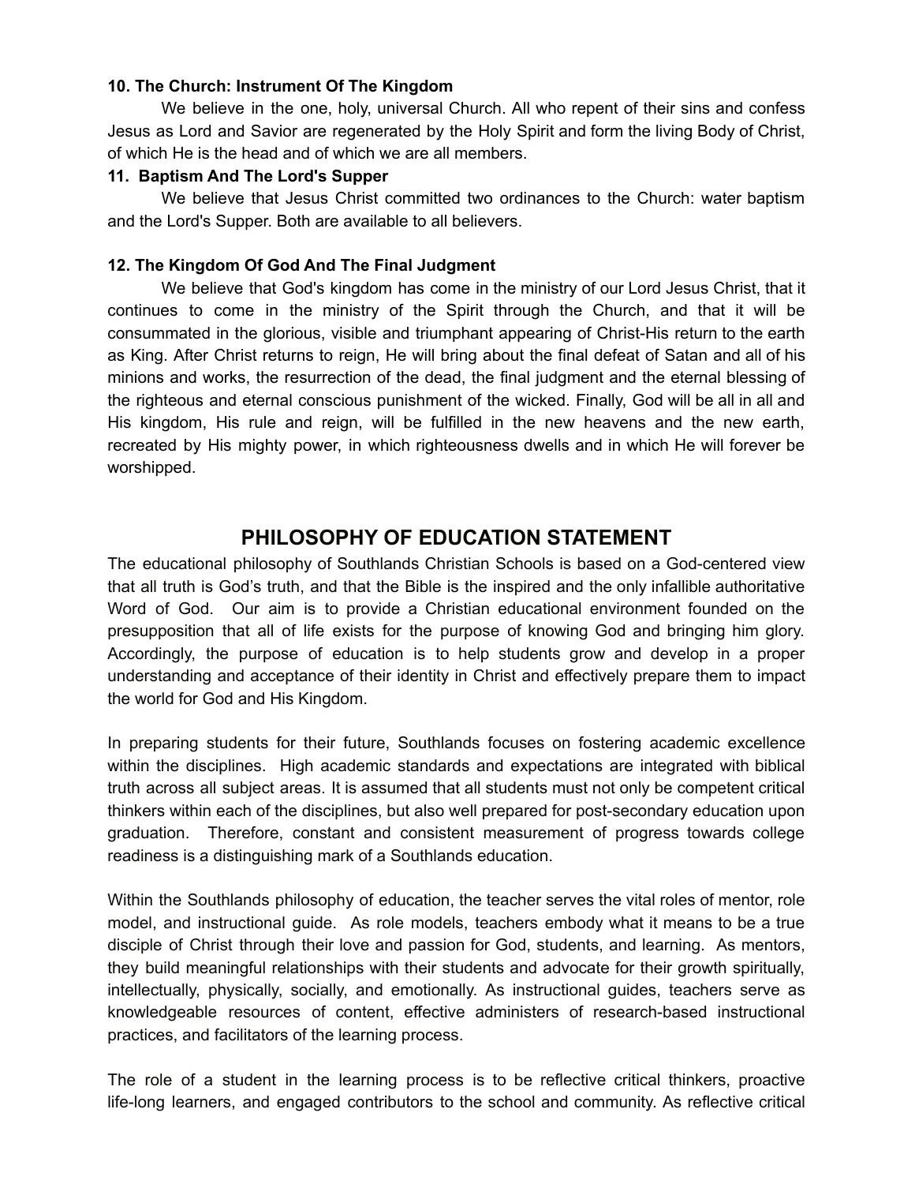**10. The Church: Instrument Of The Kingdom**

We believe in the one, holy, universal Church. All who repent of their sins and confess Jesus as Lord and Savior are regenerated by the Holy Spirit and form the living Body of Christ, of which He is the head and of which we are all members.

**11. Baptism And The Lord's Supper**

We believe that Jesus Christ committed two ordinances to the Church: water baptism and the Lord's Supper. Both are available to all believers.

**12. The Kingdom Of God And The Final Judgment**

We believe that God's kingdom has come in the ministry of our Lord Jesus Christ, that it continues to come in the ministry of the Spirit through the Church, and that it will be consummated in the glorious, visible and triumphant appearing of Christ-His return to the earth as King. After Christ returns to reign, He will bring about the final defeat of Satan and all of his minions and works, the resurrection of the dead, the final judgment and the eternal blessing of the righteous and eternal conscious punishment of the wicked. Finally, God will be all in all and His kingdom, His rule and reign, will be fulfilled in the new heavens and the new earth, recreated by His mighty power, in which righteousness dwells and in which He will forever be worshipped.

## PHILOSOPHY OF EDUCATION STATEMENT

The educational philosophy of Southlands Christian Schools is based on a God-centered view that all truth is God's truth, and that the Bible is the inspired and the only infallible authoritative Word of God. Our aim is to provide a Christian educational environment founded on the presupposition that all of life exists for the purpose of knowing God and bringing him glory. Accordingly, the purpose of education is to help students grow and develop in a proper understanding and acceptance of their identity in Christ and effectively prepare them to impact the world for God and His Kingdom.

In preparing students for their future, Southlands focuses on fostering academic excellence within the disciplines. High academic standards and expectations are integrated with biblical truth across all subject areas. It is assumed that all students must not only be competent critical thinkers within each of the disciplines, but also well prepared for post-secondary education upon graduation. Therefore, constant and consistent measurement of progress towards college readiness is a distinguishing mark of a Southlands education.

Within the Southlands philosophy of education, the teacher serves the vital roles of mentor, role model, and instructional guide. As role models, teachers embody what it means to be a true disciple of Christ through their love and passion for God, students, and learning. As mentors, they build meaningful relationships with their students and advocate for their growth spiritually, intellectually, physically, socially, and emotionally. As instructional guides, teachers serve as knowledgeable resources of content, effective administers of research-based instructional practices, and facilitators of the learning process.

The role of a student in the learning process is to be reflective critical thinkers, proactive life-long learners, and engaged contributors to the school and community. As reflective critical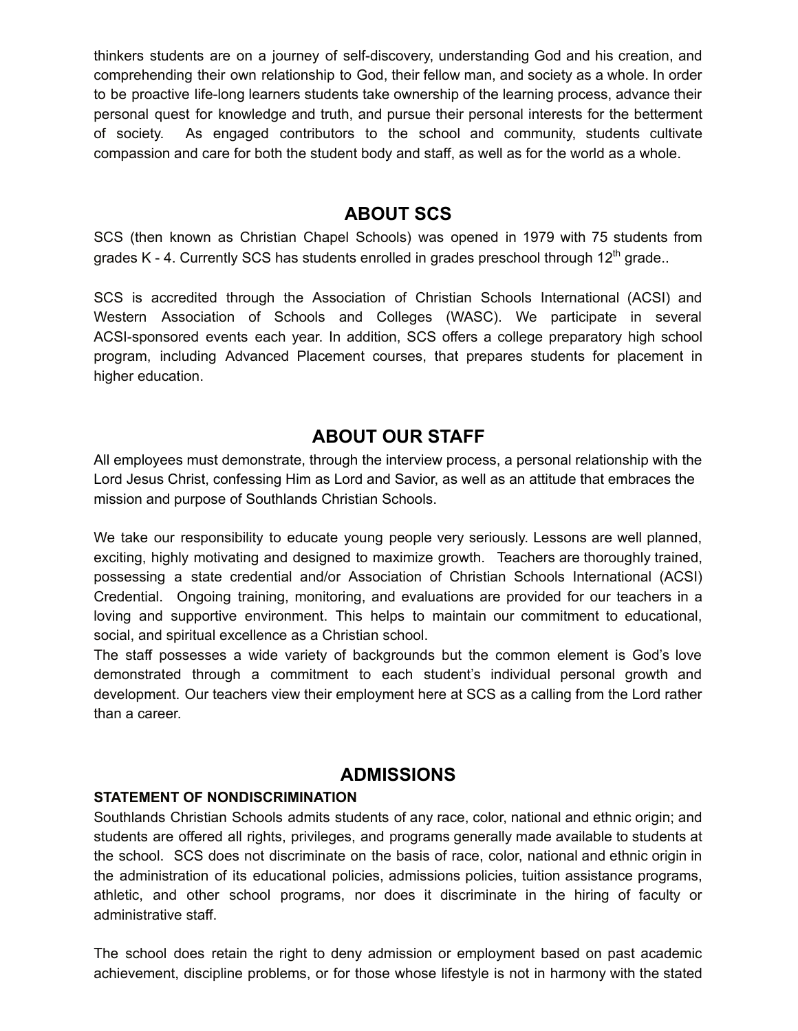thinkers students are on a journey of self-discovery, understanding God and his creation, and comprehending their own relationship to God, their fellow man, and society as a whole. In order to be proactive life-long learners students take ownership of the learning process, advance their personal quest for knowledge and truth, and pursue their personal interests for the betterment of society. As engaged contributors to the school and community, students cultivate compassion and care for both the student body and staff, as well as for the world as a whole.

## ABOUT SCS

SCS (then known as Christian Chapel Schools) was opened in 1979 with 75 students from grades K - 4. Currently SCS has students enrolled in grades preschool through $12^{th}$ grade..

SCS is accredited through the Association of Christian Schools International (ACSI) and Western Association of Schools and Colleges (WASC). We participate in several ACSI-sponsored events each year. In addition, SCS offers a college preparatory high school program, including Advanced Placement courses, that prepares students for placement in higher education.

## ABOUT OUR STAFF

All employees must demonstrate, through the interview process, a personal relationship with the Lord Jesus Christ, confessing Him as Lord and Savior, as well as an attitude that embraces the mission and purpose of Southlands Christian Schools.

We take our responsibility to educate young people very seriously. Lessons are well planned, exciting, highly motivating and designed to maximize growth. Teachers are thoroughly trained, possessing a state credential and/or Association of Christian Schools International (ACSI) Credential. Ongoing training, monitoring, and evaluations are provided for our teachers in a loving and supportive environment. This helps to maintain our commitment to educational, social, and spiritual excellence as a Christian school.

The staff possesses a wide variety of backgrounds but the common element is God's love demonstrated through a commitment to each student's individual personal growth and development. Our teachers view their employment here at SCS as a calling from the Lord rather than a career.

## ADMISSIONS

### STATEMENT OF NONDISCRIMINATION

Southlands Christian Schools admits students of any race, color, national and ethnic origin; and students are offered all rights, privileges, and programs generally made available to students at the school. SCS does not discriminate on the basis of race, color, national and ethnic origin in the administration of its educational policies, admissions policies, tuition assistance programs, athletic, and other school programs, nor does it discriminate in the hiring of faculty or administrative staff.

The school does retain the right to deny admission or employment based on past academic achievement, discipline problems, or for those whose lifestyle is not in harmony with the stated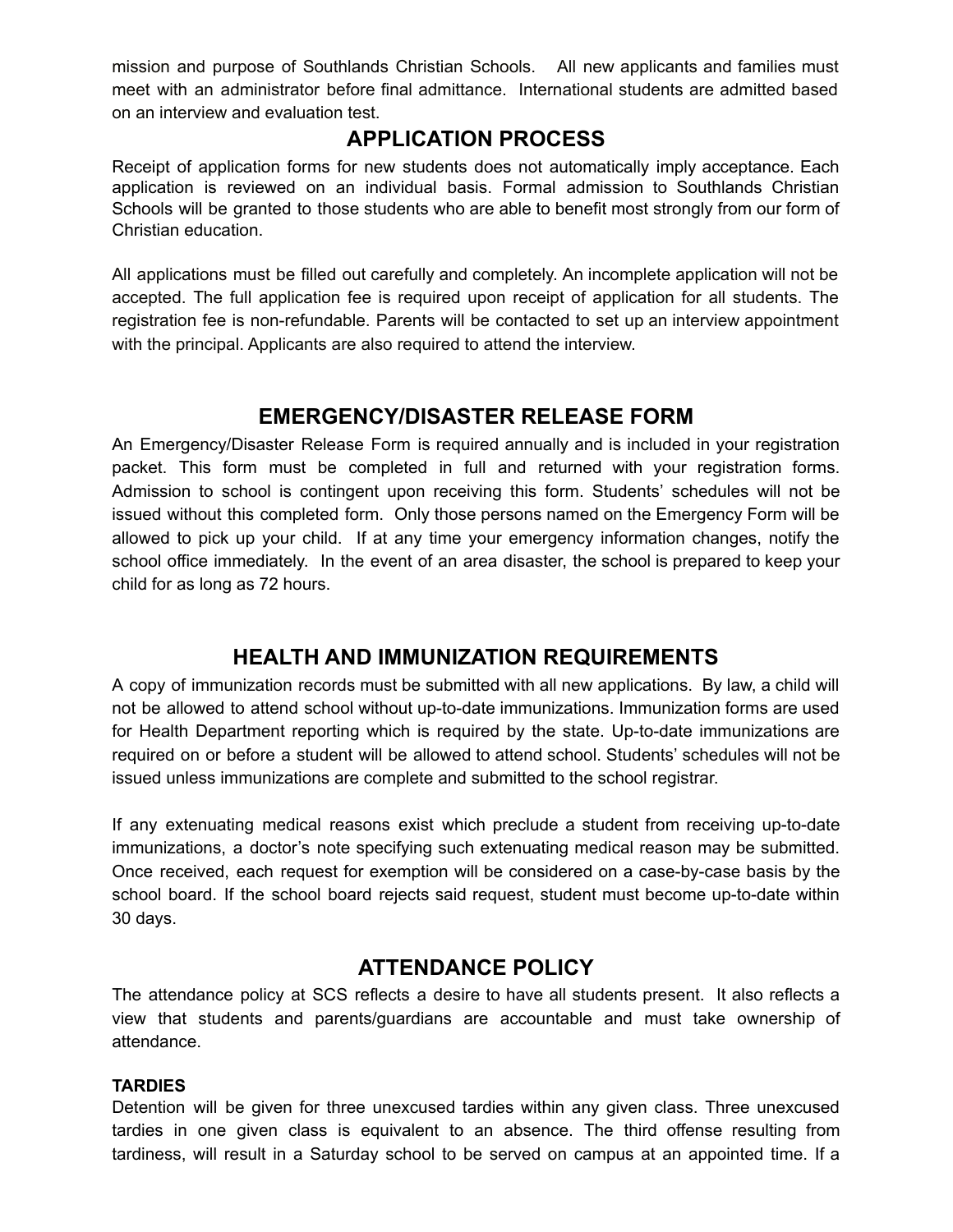mission and purpose of Southlands Christian Schools. All new applicants and families must meet with an administrator before final admittance. International students are admitted based on an interview and evaluation test.

## APPLICATION PROCESS

Receipt of application forms for new students does not automatically imply acceptance. Each application is reviewed on an individual basis. Formal admission to Southlands Christian Schools will be granted to those students who are able to benefit most strongly from our form of Christian education.

All applications must be filled out carefully and completely. An incomplete application will not be accepted. The full application fee is required upon receipt of application for all students. The registration fee is non-refundable. Parents will be contacted to set up an interview appointment with the principal. Applicants are also required to attend the interview.

## EMERGENCY/DISASTER RELEASE FORM

An Emergency/Disaster Release Form is required annually and is included in your registration packet. This form must be completed in full and returned with your registration forms. Admission to school is contingent upon receiving this form. Students' schedules will not be issued without this completed form. Only those persons named on the Emergency Form will be allowed to pick up your child. If at any time your emergency information changes, notify the school office immediately. In the event of an area disaster, the school is prepared to keep your child for as long as 72 hours.

## HEALTH AND IMMUNIZATION REQUIREMENTS

A copy of immunization records must be submitted with all new applications. By law, a child will not be allowed to attend school without up-to-date immunizations. Immunization forms are used for Health Department reporting which is required by the state. Up-to-date immunizations are required on or before a student will be allowed to attend school. Students' schedules will not be issued unless immunizations are complete and submitted to the school registrar.

If any extenuating medical reasons exist which preclude a student from receiving up-to-date immunizations, a doctor's note specifying such extenuating medical reason may be submitted. Once received, each request for exemption will be considered on a case-by-case basis by the school board. If the school board rejects said request, student must become up-to-date within 30 days.

## ATTENDANCE POLICY

The attendance policy at SCS reflects a desire to have all students present. It also reflects a view that students and parents/guardians are accountable and must take ownership of attendance.

**TARDIES**

Detention will be given for three unexcused tardies within any given class. Three unexcused tardies in one given class is equivalent to an absence. The third offense resulting from tardiness, will result in a Saturday school to be served on campus at an appointed time. If a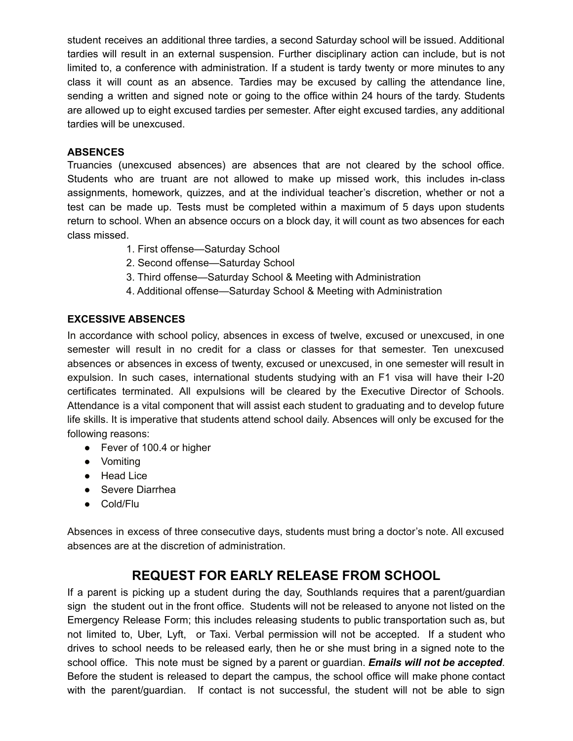student receives an additional three tardies, a second Saturday school will be issued. Additional tardies will result in an external suspension. Further disciplinary action can include, but is not limited to, a conference with administration. If a student is tardy twenty or more minutes to any class it will count as an absence. Tardies may be excused by calling the attendance line, sending a written and signed note or going to the office within 24 hours of the tardy. Students are allowed up to eight excused tardies per semester. After eight excused tardies, any additional tardies will be unexcused.

**ABSENCES**

Truancies (unexcused absences) are absences that are not cleared by the school office. Students who are truant are not allowed to make up missed work, this includes in-class assignments, homework, quizzes, and at the individual teacher's discretion, whether or not a test can be made up. Tests must be completed within a maximum of 5 days upon students return to school. When an absence occurs on a block day, it will count as two absences for each class missed.

1. First offense—Saturday School
2. Second offense—Saturday School
3. Third offense—Saturday School & Meeting with Administration
4. Additional offense—Saturday School & Meeting with Administration

**EXCESSIVE ABSENCES**

In accordance with school policy, absences in excess of twelve, excused or unexcused, in one semester will result in no credit for a class or classes for that semester. Ten unexcused absences or absences in excess of twenty, excused or unexcused, in one semester will result in expulsion. In such cases, international students studying with an F1 visa will have their I-20 certificates terminated. All expulsions will be cleared by the Executive Director of Schools. Attendance is a vital component that will assist each student to graduating and to develop future life skills. It is imperative that students attend school daily. Absences will only be excused for the following reasons:

- Fever of 100.4 or higher
- Vomiting
- Head Lice
- Severe Diarrhea
- Cold/Flu

Absences in excess of three consecutive days, students must bring a doctor's note. All excused absences are at the discretion of administration.

## REQUEST FOR EARLY RELEASE FROM SCHOOL

If a parent is picking up a student during the day, Southlands requires that a parent/guardian sign the student out in the front office. Students will not be released to anyone not listed on the Emergency Release Form; this includes releasing students to public transportation such as, but not limited to, Uber, Lyft, or Taxi. Verbal permission will not be accepted. If a student who drives to school needs to be released early, then he or she must bring in a signed note to the school office. This note must be signed by a parent or guardian. ***Emails will not be accepted***. Before the student is released to depart the campus, the school office will make phone contact with the parent/guardian. If contact is not successful, the student will not be able to sign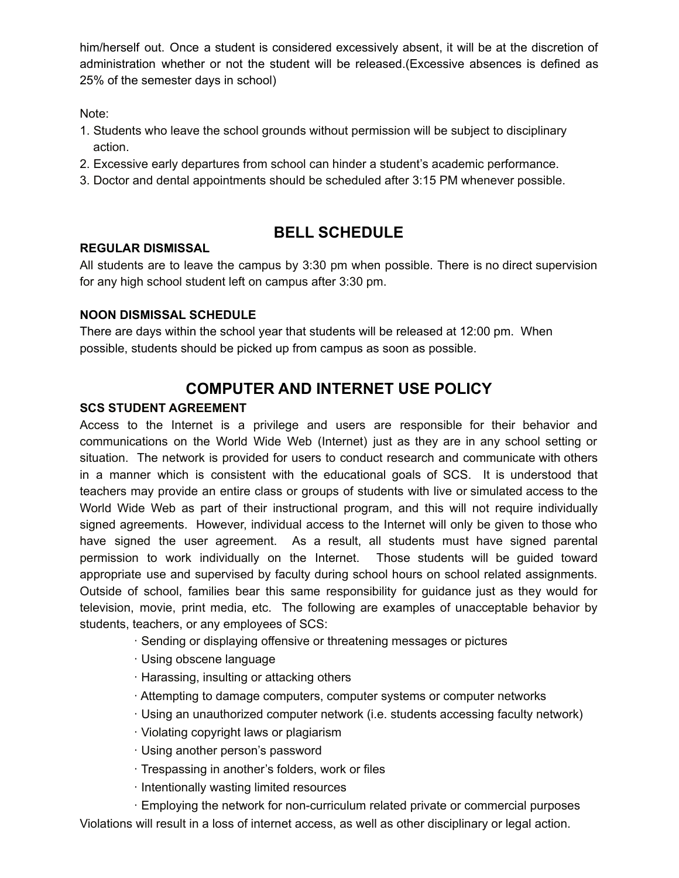him/herself out. Once a student is considered excessively absent, it will be at the discretion of administration whether or not the student will be released.(Excessive absences is defined as 25% of the semester days in school)

Note:

1. Students who leave the school grounds without permission will be subject to disciplinary action.
2. Excessive early departures from school can hinder a student's academic performance.
3. Doctor and dental appointments should be scheduled after 3:15 PM whenever possible.

## BELL SCHEDULE

**REGULAR DISMISSAL**

All students are to leave the campus by 3:30 pm when possible. There is no direct supervision for any high school student left on campus after 3:30 pm.

**NOON DISMISSAL SCHEDULE**

There are days within the school year that students will be released at 12:00 pm. When possible, students should be picked up from campus as soon as possible.

## COMPUTER AND INTERNET USE POLICY

**SCS STUDENT AGREEMENT**

Access to the Internet is a privilege and users are responsible for their behavior and communications on the World Wide Web (Internet) just as they are in any school setting or situation. The network is provided for users to conduct research and communicate with others in a manner which is consistent with the educational goals of SCS. It is understood that teachers may provide an entire class or groups of students with live or simulated access to the World Wide Web as part of their instructional program, and this will not require individually signed agreements. However, individual access to the Internet will only be given to those who have signed the user agreement. As a result, all students must have signed parental permission to work individually on the Internet. Those students will be guided toward appropriate use and supervised by faculty during school hours on school related assignments. Outside of school, families bear this same responsibility for guidance just as they would for television, movie, print media, etc. The following are examples of unacceptable behavior by students, teachers, or any employees of SCS:

- Sending or displaying offensive or threatening messages or pictures
- Using obscene language
- Harassing, insulting or attacking others
- Attempting to damage computers, computer systems or computer networks
- Using an unauthorized computer network (i.e. students accessing faculty network)
- Violating copyright laws or plagiarism
- Using another person's password
- Trespassing in another's folders, work or files
- Intentionally wasting limited resources
- Employing the network for non-curriculum related private or commercial purposes

Violations will result in a loss of internet access, as well as other disciplinary or legal action.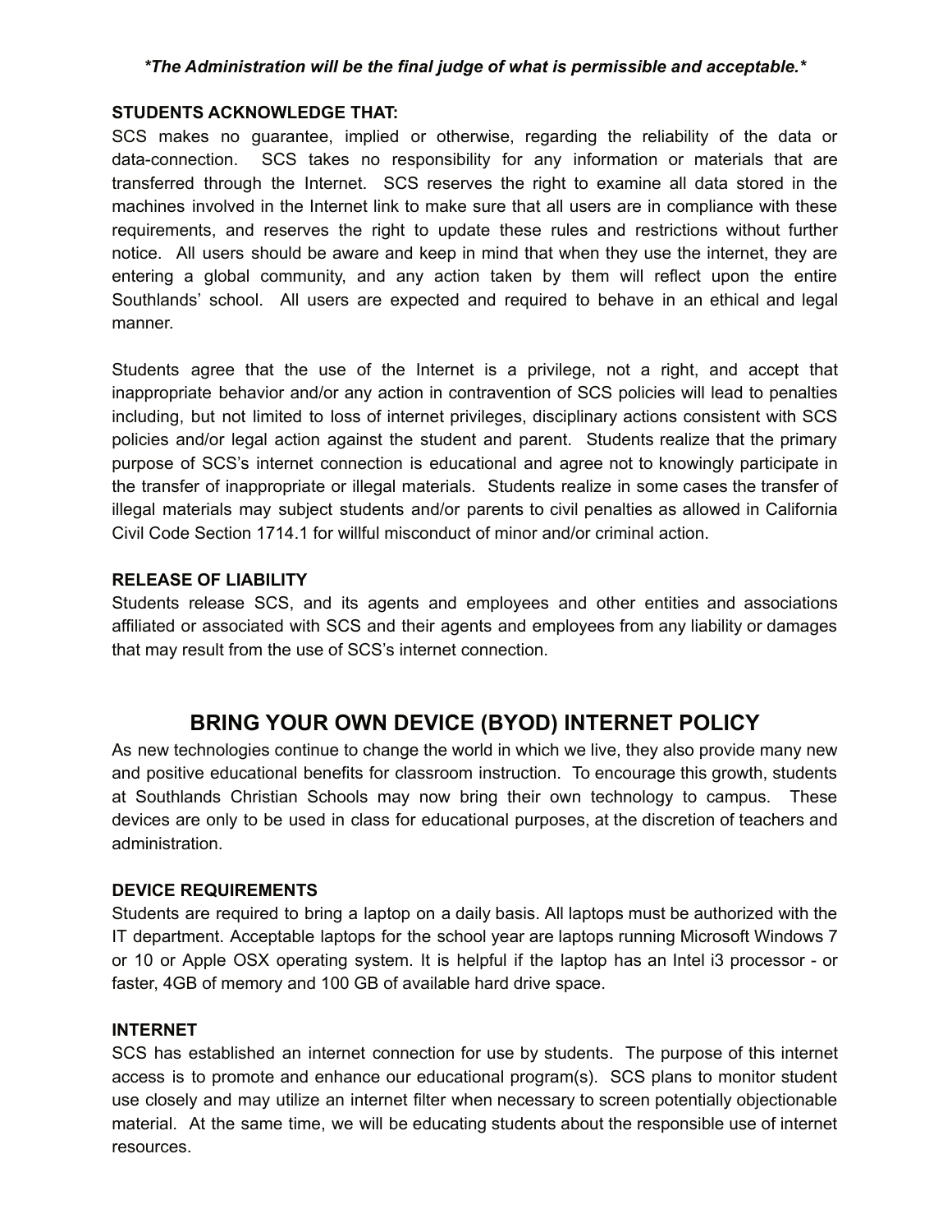***The Administration will be the final judge of what is permissible and acceptable.***

**STUDENTS ACKNOWLEDGE THAT:**

SCS makes no guarantee, implied or otherwise, regarding the reliability of the data or data-connection. SCS takes no responsibility for any information or materials that are transferred through the Internet. SCS reserves the right to examine all data stored in the machines involved in the Internet link to make sure that all users are in compliance with these requirements, and reserves the right to update these rules and restrictions without further notice. All users should be aware and keep in mind that when they use the internet, they are entering a global community, and any action taken by them will reflect upon the entire Southlands' school. All users are expected and required to behave in an ethical and legal manner.

Students agree that the use of the Internet is a privilege, not a right, and accept that inappropriate behavior and/or any action in contravention of SCS policies will lead to penalties including, but not limited to loss of internet privileges, disciplinary actions consistent with SCS policies and/or legal action against the student and parent. Students realize that the primary purpose of SCS's internet connection is educational and agree not to knowingly participate in the transfer of inappropriate or illegal materials. Students realize in some cases the transfer of illegal materials may subject students and/or parents to civil penalties as allowed in California Civil Code Section 1714.1 for willful misconduct of minor and/or criminal action.

**RELEASE OF LIABILITY**

Students release SCS, and its agents and employees and other entities and associations affiliated or associated with SCS and their agents and employees from any liability or damages that may result from the use of SCS's internet connection.

## BRING YOUR OWN DEVICE (BYOD) INTERNET POLICY

As new technologies continue to change the world in which we live, they also provide many new and positive educational benefits for classroom instruction. To encourage this growth, students at Southlands Christian Schools may now bring their own technology to campus. These devices are only to be used in class for educational purposes, at the discretion of teachers and administration.

**DEVICE REQUIREMENTS**

Students are required to bring a laptop on a daily basis. All laptops must be authorized with the IT department. Acceptable laptops for the school year are laptops running Microsoft Windows 7 or 10 or Apple OSX operating system. It is helpful if the laptop has an Intel i3 processor - or faster, 4GB of memory and 100 GB of available hard drive space.

**INTERNET**

SCS has established an internet connection for use by students. The purpose of this internet access is to promote and enhance our educational program(s). SCS plans to monitor student use closely and may utilize an internet filter when necessary to screen potentially objectionable material. At the same time, we will be educating students about the responsible use of internet resources.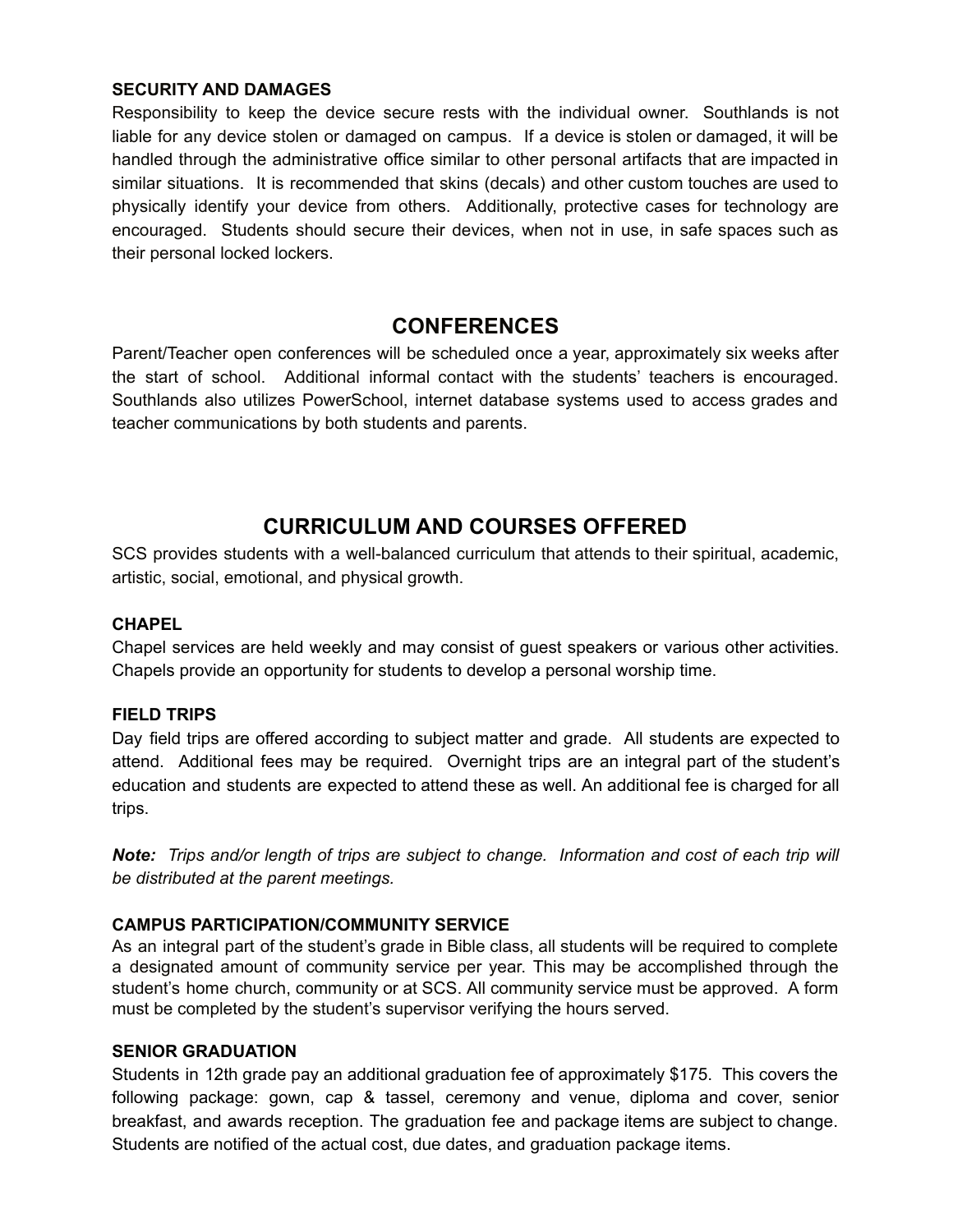### SECURITY AND DAMAGES

Responsibility to keep the device secure rests with the individual owner. Southlands is not liable for any device stolen or damaged on campus. If a device is stolen or damaged, it will be handled through the administrative office similar to other personal artifacts that are impacted in similar situations. It is recommended that skins (decals) and other custom touches are used to physically identify your device from others. Additionally, protective cases for technology are encouraged. Students should secure their devices, when not in use, in safe spaces such as their personal locked lockers.

## CONFERENCES

Parent/Teacher open conferences will be scheduled once a year, approximately six weeks after the start of school. Additional informal contact with the students' teachers is encouraged. Southlands also utilizes PowerSchool, internet database systems used to access grades and teacher communications by both students and parents.

## CURRICULUM AND COURSES OFFERED

SCS provides students with a well-balanced curriculum that attends to their spiritual, academic, artistic, social, emotional, and physical growth.

### CHAPEL

Chapel services are held weekly and may consist of guest speakers or various other activities. Chapels provide an opportunity for students to develop a personal worship time.

### FIELD TRIPS

Day field trips are offered according to subject matter and grade. All students are expected to attend. Additional fees may be required. Overnight trips are an integral part of the student's education and students are expected to attend these as well. An additional fee is charged for all trips.

***Note:*** *Trips and/or length of trips are subject to change. Information and cost of each trip will be distributed at the parent meetings.*

### CAMPUS PARTICIPATION/COMMUNITY SERVICE

As an integral part of the student's grade in Bible class, all students will be required to complete a designated amount of community service per year. This may be accomplished through the student's home church, community or at SCS. All community service must be approved. A form must be completed by the student's supervisor verifying the hours served.

### SENIOR GRADUATION

Students in 12th grade pay an additional graduation fee of approximately $175. This covers the following package: gown, cap & tassel, ceremony and venue, diploma and cover, senior breakfast, and awards reception. The graduation fee and package items are subject to change. Students are notified of the actual cost, due dates, and graduation package items.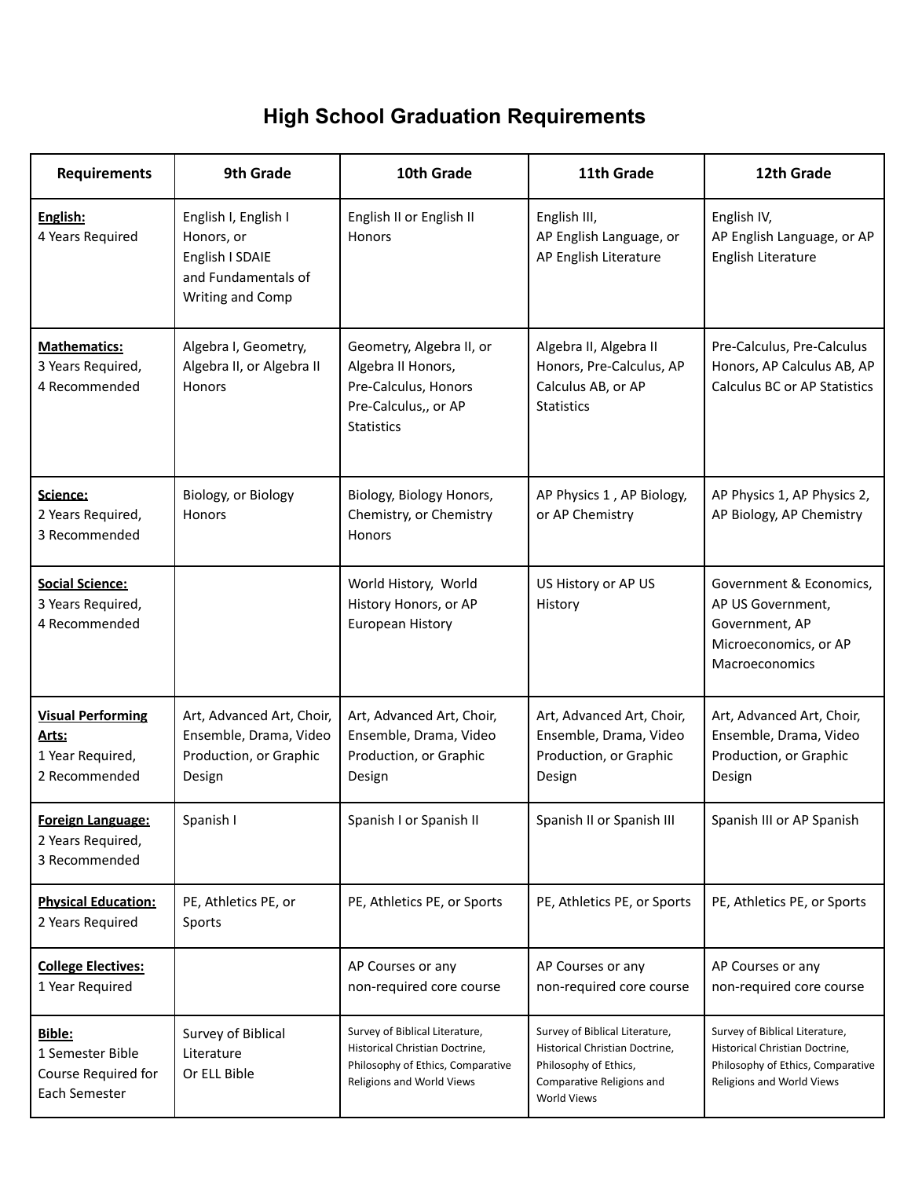# High School Graduation Requirements

| Requirements | 9th Grade | 10th Grade | 11th Grade | 12th Grade |
|---|---|---|---|---|
| **English:** 4 Years Required | English I, English I Honors, or English I SDAIE and Fundamentals of Writing and Comp | English II or English II Honors | English III, AP English Language, or AP English Literature | English IV, AP English Language, or AP English Literature |
| **Mathematics:** 3 Years Required, 4 Recommended | Algebra I, Geometry, Algebra II, or Algebra II Honors | Geometry, Algebra II, or Algebra II Honors, Pre-Calculus, Honors Pre-Calculus,, or AP Statistics | Algebra II, Algebra II Honors, Pre-Calculus, AP Calculus AB, or AP Statistics | Pre-Calculus, Pre-Calculus Honors, AP Calculus AB, AP Calculus BC or AP Statistics |
| **Science:** 2 Years Required, 3 Recommended | Biology, or Biology Honors | Biology, Biology Honors, Chemistry, or Chemistry Honors | AP Physics 1 , AP Biology, or AP Chemistry | AP Physics 1, AP Physics 2, AP Biology, AP Chemistry |
| **Social Science:** 3 Years Required, 4 Recommended | | World History, World History Honors, or AP European History | US History or AP US History | Government & Economics, AP US Government, Government, AP Microeconomics, or AP Macroeconomics |
| **Visual Performing Arts:** 1 Year Required, 2 Recommended | Art, Advanced Art, Choir, Ensemble, Drama, Video Production, or Graphic Design | Art, Advanced Art, Choir, Ensemble, Drama, Video Production, or Graphic Design | Art, Advanced Art, Choir, Ensemble, Drama, Video Production, or Graphic Design | Art, Advanced Art, Choir, Ensemble, Drama, Video Production, or Graphic Design |
| **Foreign Language:** 2 Years Required, 3 Recommended | Spanish I | Spanish I or Spanish II | Spanish II or Spanish III | Spanish III or AP Spanish |
| **Physical Education:** 2 Years Required | PE, Athletics PE, or Sports | PE, Athletics PE, or Sports | PE, Athletics PE, or Sports | PE, Athletics PE, or Sports |
| **College Electives:** 1 Year Required | | AP Courses or any non-required core course | AP Courses or any non-required core course | AP Courses or any non-required core course |
| **Bible:** 1 Semester Bible Course Required for Each Semester | Survey of Biblical Literature Or ELL Bible | Survey of Biblical Literature, Historical Christian Doctrine, Philosophy of Ethics, Comparative Religions and World Views | Survey of Biblical Literature, Historical Christian Doctrine, Philosophy of Ethics, Comparative Religions and World Views | Survey of Biblical Literature, Historical Christian Doctrine, Philosophy of Ethics, Comparative Religions and World Views |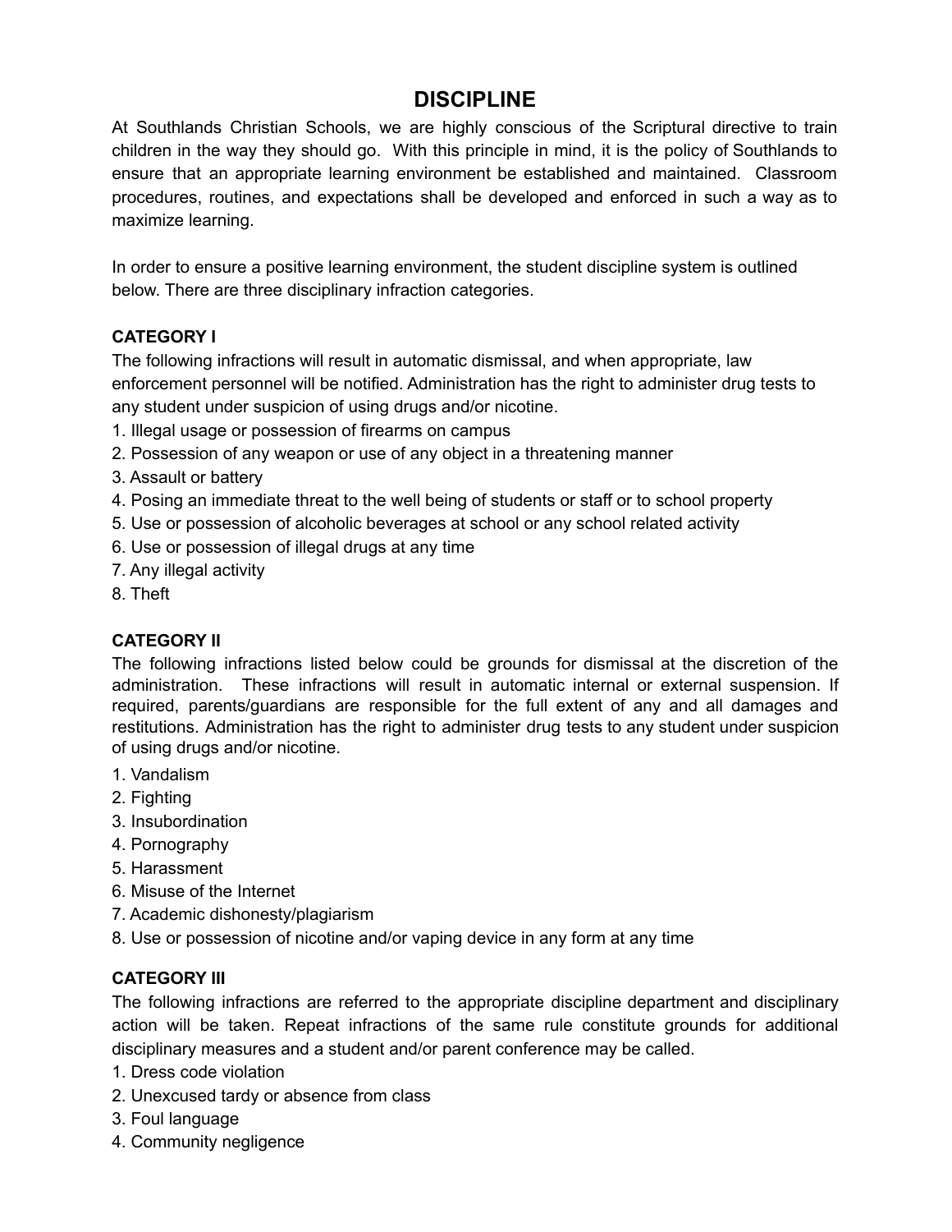# DISCIPLINE

At Southlands Christian Schools, we are highly conscious of the Scriptural directive to train children in the way they should go. With this principle in mind, it is the policy of Southlands to ensure that an appropriate learning environment be established and maintained. Classroom procedures, routines, and expectations shall be developed and enforced in such a way as to maximize learning.

In order to ensure a positive learning environment, the student discipline system is outlined below. There are three disciplinary infraction categories.

**CATEGORY I**

The following infractions will result in automatic dismissal, and when appropriate, law enforcement personnel will be notified. Administration has the right to administer drug tests to any student under suspicion of using drugs and/or nicotine.

1. Illegal usage or possession of firearms on campus
2. Possession of any weapon or use of any object in a threatening manner
3. Assault or battery
4. Posing an immediate threat to the well being of students or staff or to school property
5. Use or possession of alcoholic beverages at school or any school related activity
6. Use or possession of illegal drugs at any time
7. Any illegal activity
8. Theft

**CATEGORY II**

The following infractions listed below could be grounds for dismissal at the discretion of the administration. These infractions will result in automatic internal or external suspension. If required, parents/guardians are responsible for the full extent of any and all damages and restitutions. Administration has the right to administer drug tests to any student under suspicion of using drugs and/or nicotine.

1. Vandalism
2. Fighting
3. Insubordination
4. Pornography
5. Harassment
6. Misuse of the Internet
7. Academic dishonesty/plagiarism
8. Use or possession of nicotine and/or vaping device in any form at any time

**CATEGORY III**

The following infractions are referred to the appropriate discipline department and disciplinary action will be taken. Repeat infractions of the same rule constitute grounds for additional disciplinary measures and a student and/or parent conference may be called.

1. Dress code violation
2. Unexcused tardy or absence from class
3. Foul language
4. Community negligence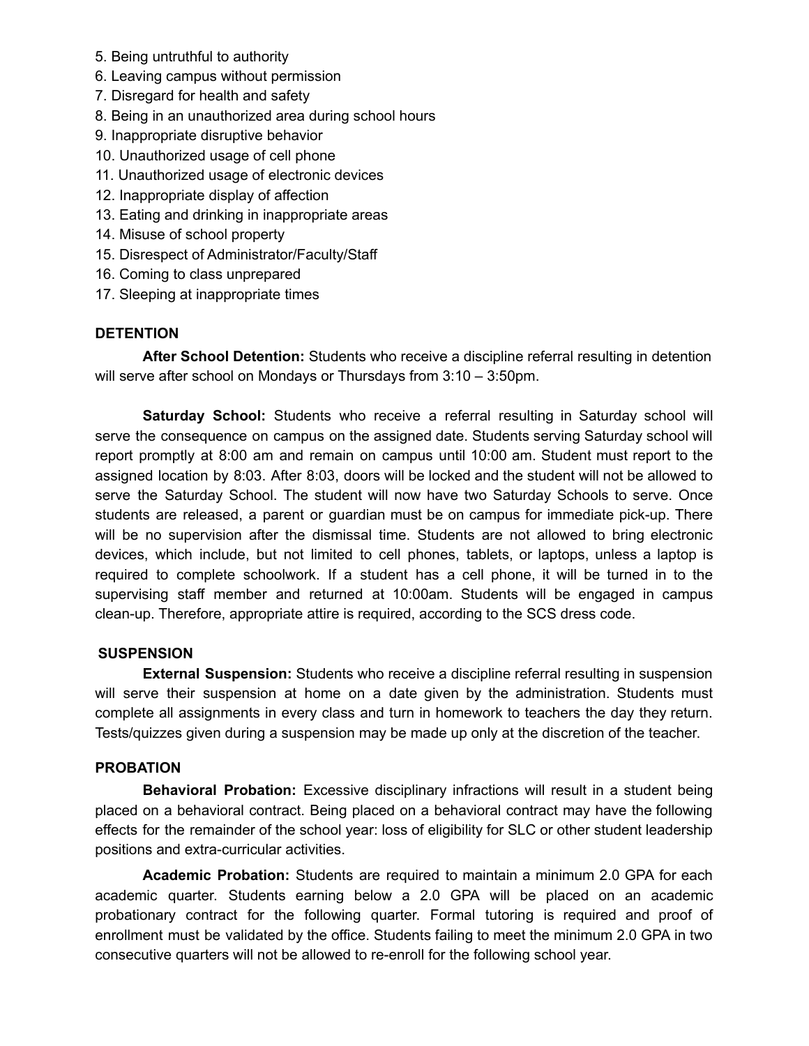5. Being untruthful to authority
6. Leaving campus without permission
7. Disregard for health and safety
8. Being in an unauthorized area during school hours
9. Inappropriate disruptive behavior
10. Unauthorized usage of cell phone
11. Unauthorized usage of electronic devices
12. Inappropriate display of affection
13. Eating and drinking in inappropriate areas
14. Misuse of school property
15. Disrespect of Administrator/Faculty/Staff
16. Coming to class unprepared
17. Sleeping at inappropriate times

**DETENTION**

**After School Detention:** Students who receive a discipline referral resulting in detention will serve after school on Mondays or Thursdays from 3:10 – 3:50pm.

**Saturday School:** Students who receive a referral resulting in Saturday school will serve the consequence on campus on the assigned date. Students serving Saturday school will report promptly at 8:00 am and remain on campus until 10:00 am. Student must report to the assigned location by 8:03. After 8:03, doors will be locked and the student will not be allowed to serve the Saturday School. The student will now have two Saturday Schools to serve. Once students are released, a parent or guardian must be on campus for immediate pick-up. There will be no supervision after the dismissal time. Students are not allowed to bring electronic devices, which include, but not limited to cell phones, tablets, or laptops, unless a laptop is required to complete schoolwork. If a student has a cell phone, it will be turned in to the supervising staff member and returned at 10:00am. Students will be engaged in campus clean-up. Therefore, appropriate attire is required, according to the SCS dress code.

**SUSPENSION**

**External Suspension:** Students who receive a discipline referral resulting in suspension will serve their suspension at home on a date given by the administration. Students must complete all assignments in every class and turn in homework to teachers the day they return. Tests/quizzes given during a suspension may be made up only at the discretion of the teacher.

**PROBATION**

**Behavioral Probation:** Excessive disciplinary infractions will result in a student being placed on a behavioral contract. Being placed on a behavioral contract may have the following effects for the remainder of the school year: loss of eligibility for SLC or other student leadership positions and extra-curricular activities.

**Academic Probation:** Students are required to maintain a minimum 2.0 GPA for each academic quarter. Students earning below a 2.0 GPA will be placed on an academic probationary contract for the following quarter. Formal tutoring is required and proof of enrollment must be validated by the office. Students failing to meet the minimum 2.0 GPA in two consecutive quarters will not be allowed to re-enroll for the following school year.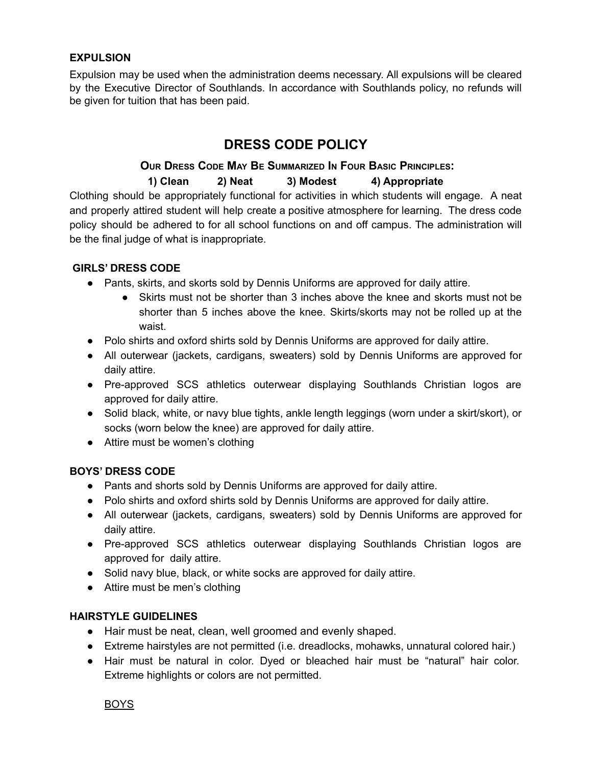**EXPULSION**

Expulsion may be used when the administration deems necessary. All expulsions will be cleared by the Executive Director of Southlands. In accordance with Southlands policy, no refunds will be given for tuition that has been paid.

# DRESS CODE POLICY

**OUR DRESS CODE MAY BE SUMMARIZED IN FOUR BASIC PRINCIPLES:**

**1) Clean 2) Neat 3) Modest 4) Appropriate**

Clothing should be appropriately functional for activities in which students will engage. A neat and properly attired student will help create a positive atmosphere for learning. The dress code policy should be adhered to for all school functions on and off campus. The administration will be the final judge of what is inappropriate.

**GIRLS' DRESS CODE**

- Pants, skirts, and skorts sold by Dennis Uniforms are approved for daily attire.
  - Skirts must not be shorter than 3 inches above the knee and skorts must not be shorter than 5 inches above the knee. Skirts/skorts may not be rolled up at the waist.
- Polo shirts and oxford shirts sold by Dennis Uniforms are approved for daily attire.
- All outerwear (jackets, cardigans, sweaters) sold by Dennis Uniforms are approved for daily attire.
- Pre-approved SCS athletics outerwear displaying Southlands Christian logos are approved for daily attire.
- Solid black, white, or navy blue tights, ankle length leggings (worn under a skirt/skort), or socks (worn below the knee) are approved for daily attire.
- Attire must be women's clothing

**BOYS' DRESS CODE**

- Pants and shorts sold by Dennis Uniforms are approved for daily attire.
- Polo shirts and oxford shirts sold by Dennis Uniforms are approved for daily attire.
- All outerwear (jackets, cardigans, sweaters) sold by Dennis Uniforms are approved for daily attire.
- Pre-approved SCS athletics outerwear displaying Southlands Christian logos are approved for daily attire.
- Solid navy blue, black, or white socks are approved for daily attire.
- Attire must be men's clothing

**HAIRSTYLE GUIDELINES**

- Hair must be neat, clean, well groomed and evenly shaped.
- Extreme hairstyles are not permitted (i.e. dreadlocks, mohawks, unnatural colored hair.)
- Hair must be natural in color. Dyed or bleached hair must be "natural" hair color. Extreme highlights or colors are not permitted.

  BOYS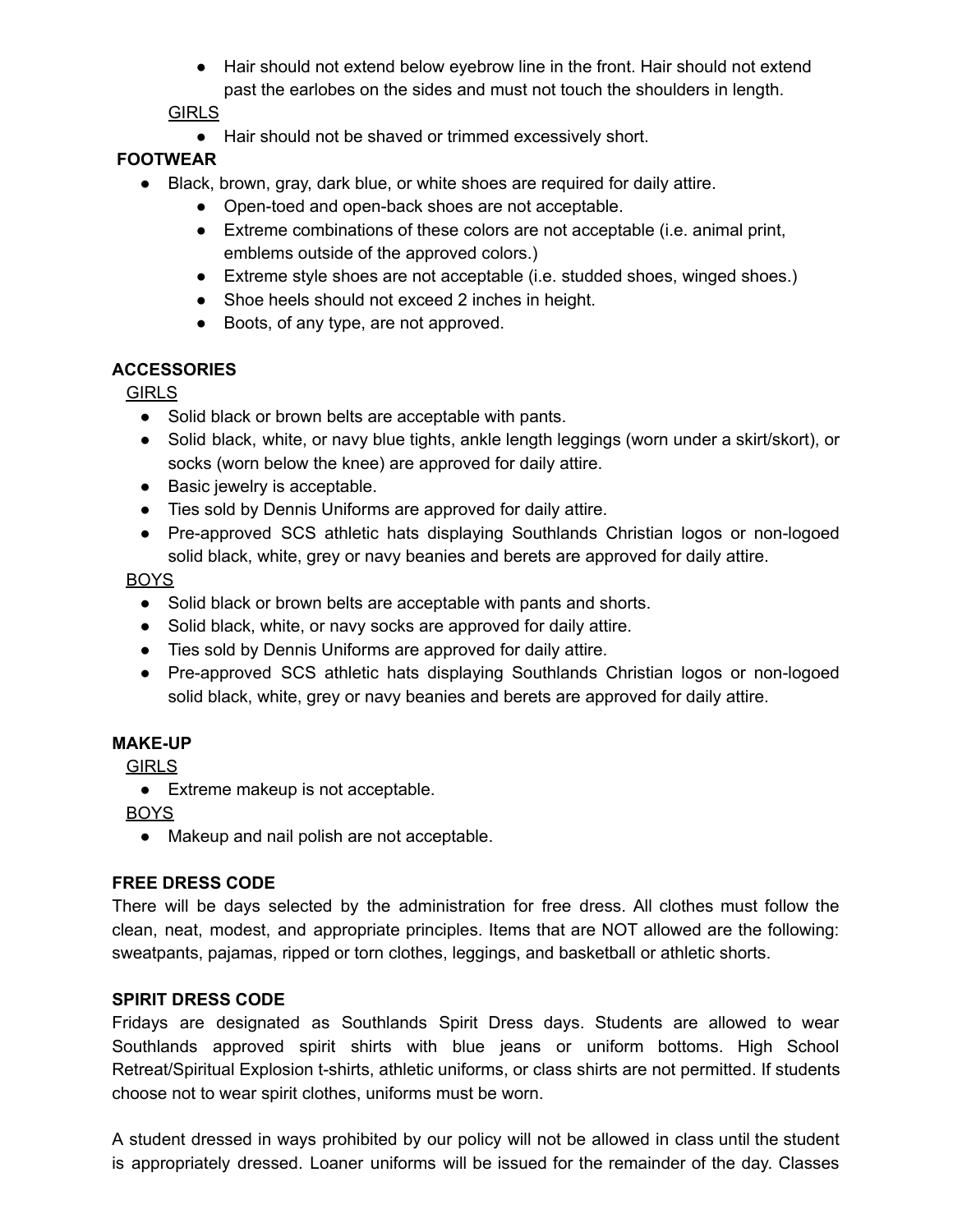- Hair should not extend below eyebrow line in the front. Hair should not extend past the earlobes on the sides and must not touch the shoulders in length.

GIRLS

- Hair should not be shaved or trimmed excessively short.

**FOOTWEAR**

- Black, brown, gray, dark blue, or white shoes are required for daily attire.
  - Open-toed and open-back shoes are not acceptable.
  - Extreme combinations of these colors are not acceptable (i.e. animal print, emblems outside of the approved colors.)
  - Extreme style shoes are not acceptable (i.e. studded shoes, winged shoes.)
  - Shoe heels should not exceed 2 inches in height.
  - Boots, of any type, are not approved.

**ACCESSORIES**

GIRLS

- Solid black or brown belts are acceptable with pants.
- Solid black, white, or navy blue tights, ankle length leggings (worn under a skirt/skort), or socks (worn below the knee) are approved for daily attire.
- Basic jewelry is acceptable.
- Ties sold by Dennis Uniforms are approved for daily attire.
- Pre-approved SCS athletic hats displaying Southlands Christian logos or non-logoed solid black, white, grey or navy beanies and berets are approved for daily attire.

BOYS

- Solid black or brown belts are acceptable with pants and shorts.
- Solid black, white, or navy socks are approved for daily attire.
- Ties sold by Dennis Uniforms are approved for daily attire.
- Pre-approved SCS athletic hats displaying Southlands Christian logos or non-logoed solid black, white, grey or navy beanies and berets are approved for daily attire.

**MAKE-UP**

GIRLS

- Extreme makeup is not acceptable.

BOYS

- Makeup and nail polish are not acceptable.

**FREE DRESS CODE**

There will be days selected by the administration for free dress. All clothes must follow the clean, neat, modest, and appropriate principles. Items that are NOT allowed are the following: sweatpants, pajamas, ripped or torn clothes, leggings, and basketball or athletic shorts.

**SPIRIT DRESS CODE**

Fridays are designated as Southlands Spirit Dress days. Students are allowed to wear Southlands approved spirit shirts with blue jeans or uniform bottoms. High School Retreat/Spiritual Explosion t-shirts, athletic uniforms, or class shirts are not permitted. If students choose not to wear spirit clothes, uniforms must be worn.

A student dressed in ways prohibited by our policy will not be allowed in class until the student is appropriately dressed. Loaner uniforms will be issued for the remainder of the day. Classes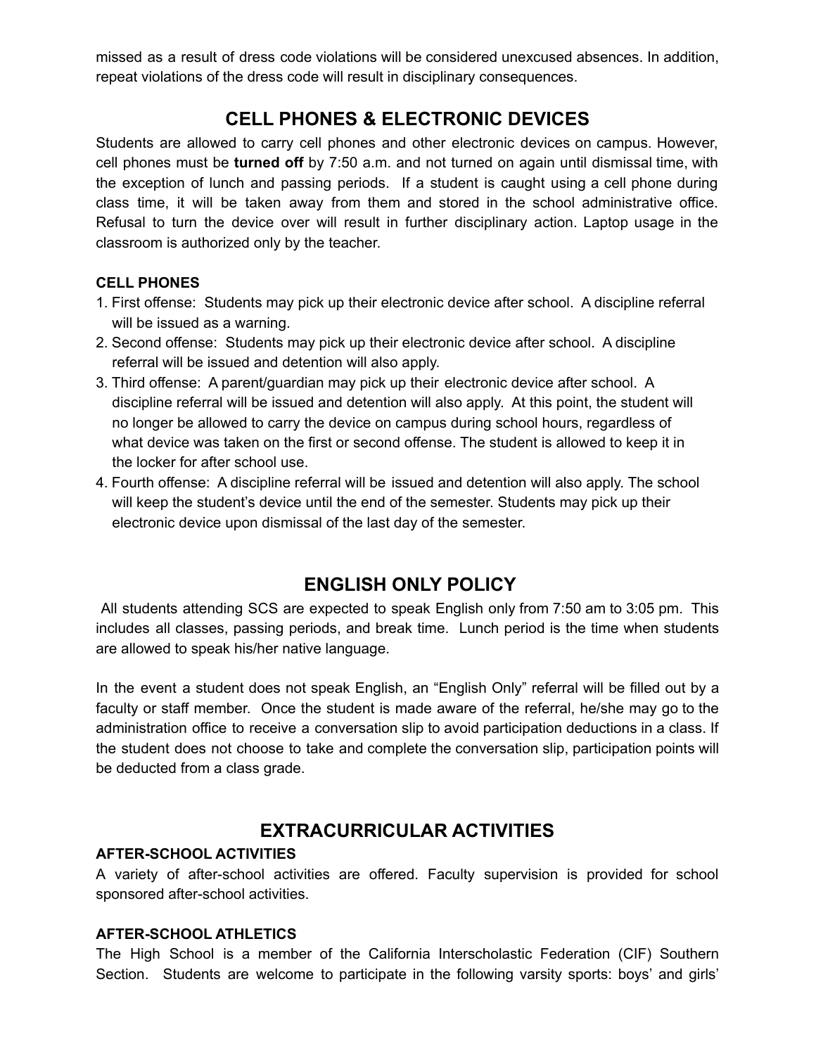missed as a result of dress code violations will be considered unexcused absences. In addition, repeat violations of the dress code will result in disciplinary consequences.

## CELL PHONES & ELECTRONIC DEVICES

Students are allowed to carry cell phones and other electronic devices on campus. However, cell phones must be **turned off** by 7:50 a.m. and not turned on again until dismissal time, with the exception of lunch and passing periods. If a student is caught using a cell phone during class time, it will be taken away from them and stored in the school administrative office. Refusal to turn the device over will result in further disciplinary action. Laptop usage in the classroom is authorized only by the teacher.

### CELL PHONES

1. First offense: Students may pick up their electronic device after school. A discipline referral will be issued as a warning.
2. Second offense: Students may pick up their electronic device after school. A discipline referral will be issued and detention will also apply.
3. Third offense: A parent/guardian may pick up their electronic device after school. A discipline referral will be issued and detention will also apply. At this point, the student will no longer be allowed to carry the device on campus during school hours, regardless of what device was taken on the first or second offense. The student is allowed to keep it in the locker for after school use.
4. Fourth offense: A discipline referral will be issued and detention will also apply. The school will keep the student's device until the end of the semester. Students may pick up their electronic device upon dismissal of the last day of the semester.

## ENGLISH ONLY POLICY

All students attending SCS are expected to speak English only from 7:50 am to 3:05 pm. This includes all classes, passing periods, and break time. Lunch period is the time when students are allowed to speak his/her native language.

In the event a student does not speak English, an "English Only" referral will be filled out by a faculty or staff member. Once the student is made aware of the referral, he/she may go to the administration office to receive a conversation slip to avoid participation deductions in a class. If the student does not choose to take and complete the conversation slip, participation points will be deducted from a class grade.

## EXTRACURRICULAR ACTIVITIES

### AFTER-SCHOOL ACTIVITIES

A variety of after-school activities are offered. Faculty supervision is provided for school sponsored after-school activities.

### AFTER-SCHOOL ATHLETICS

The High School is a member of the California Interscholastic Federation (CIF) Southern Section. Students are welcome to participate in the following varsity sports: boys' and girls'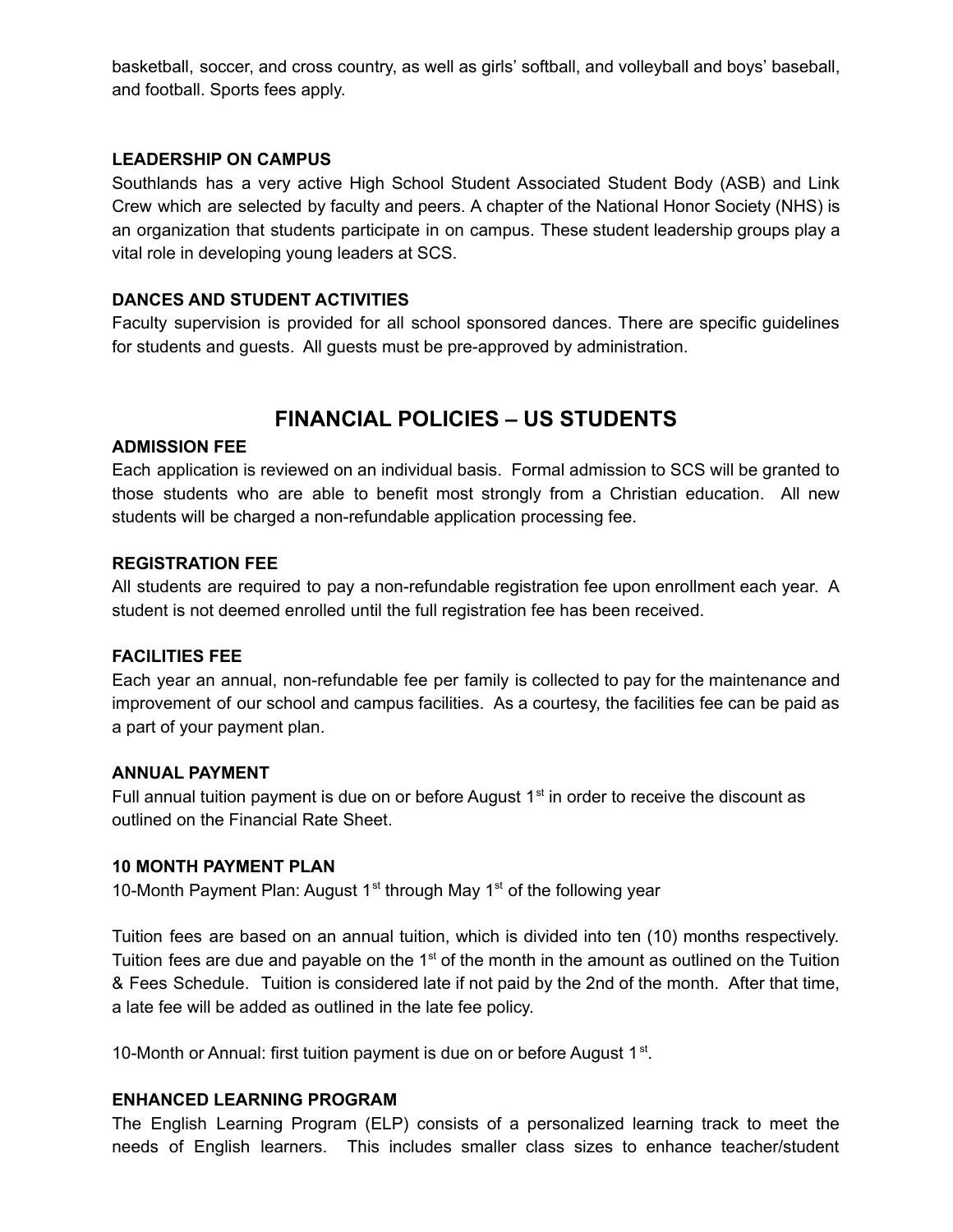basketball, soccer, and cross country, as well as girls' softball, and volleyball and boys' baseball, and football. Sports fees apply.

### LEADERSHIP ON CAMPUS

Southlands has a very active High School Student Associated Student Body (ASB) and Link Crew which are selected by faculty and peers. A chapter of the National Honor Society (NHS) is an organization that students participate in on campus. These student leadership groups play a vital role in developing young leaders at SCS.

### DANCES AND STUDENT ACTIVITIES

Faculty supervision is provided for all school sponsored dances. There are specific guidelines for students and guests. All guests must be pre-approved by administration.

## FINANCIAL POLICIES – US STUDENTS

### ADMISSION FEE

Each application is reviewed on an individual basis. Formal admission to SCS will be granted to those students who are able to benefit most strongly from a Christian education. All new students will be charged a non-refundable application processing fee.

### REGISTRATION FEE

All students are required to pay a non-refundable registration fee upon enrollment each year. A student is not deemed enrolled until the full registration fee has been received.

### FACILITIES FEE

Each year an annual, non-refundable fee per family is collected to pay for the maintenance and improvement of our school and campus facilities. As a courtesy, the facilities fee can be paid as a part of your payment plan.

### ANNUAL PAYMENT

Full annual tuition payment is due on or before August 1st in order to receive the discount as outlined on the Financial Rate Sheet.

### 10 MONTH PAYMENT PLAN

10-Month Payment Plan: August 1st through May 1st of the following year

Tuition fees are based on an annual tuition, which is divided into ten (10) months respectively. Tuition fees are due and payable on the 1st of the month in the amount as outlined on the Tuition & Fees Schedule. Tuition is considered late if not paid by the 2nd of the month. After that time, a late fee will be added as outlined in the late fee policy.

10-Month or Annual: first tuition payment is due on or before August 1st.

### ENHANCED LEARNING PROGRAM

The English Learning Program (ELP) consists of a personalized learning track to meet the needs of English learners. This includes smaller class sizes to enhance teacher/student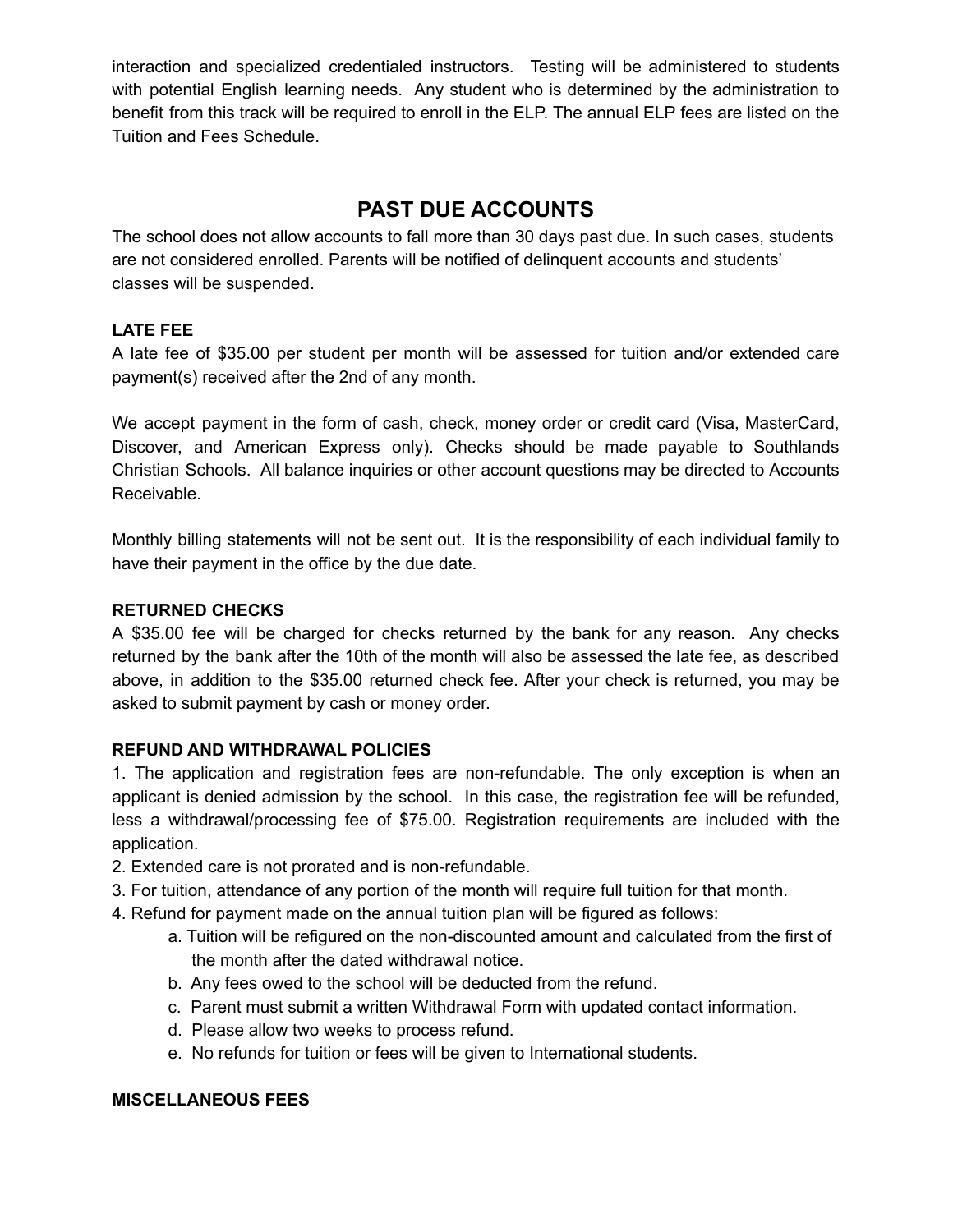interaction and specialized credentialed instructors. Testing will be administered to students with potential English learning needs. Any student who is determined by the administration to benefit from this track will be required to enroll in the ELP. The annual ELP fees are listed on the Tuition and Fees Schedule.

## PAST DUE ACCOUNTS

The school does not allow accounts to fall more than 30 days past due. In such cases, students are not considered enrolled. Parents will be notified of delinquent accounts and students' classes will be suspended.

**LATE FEE**

A late fee of $35.00 per student per month will be assessed for tuition and/or extended care payment(s) received after the 2nd of any month.

We accept payment in the form of cash, check, money order or credit card (Visa, MasterCard, Discover, and American Express only). Checks should be made payable to Southlands Christian Schools. All balance inquiries or other account questions may be directed to Accounts Receivable.

Monthly billing statements will not be sent out. It is the responsibility of each individual family to have their payment in the office by the due date.

**RETURNED CHECKS**

A $35.00 fee will be charged for checks returned by the bank for any reason. Any checks returned by the bank after the 10th of the month will also be assessed the late fee, as described above, in addition to the $35.00 returned check fee. After your check is returned, you may be asked to submit payment by cash or money order.

**REFUND AND WITHDRAWAL POLICIES**

1. The application and registration fees are non-refundable. The only exception is when an applicant is denied admission by the school. In this case, the registration fee will be refunded, less a withdrawal/processing fee of $75.00. Registration requirements are included with the application.
2. Extended care is not prorated and is non-refundable.
3. For tuition, attendance of any portion of the month will require full tuition for that month.
4. Refund for payment made on the annual tuition plan will be figured as follows:
   a. Tuition will be refigured on the non-discounted amount and calculated from the first of the month after the dated withdrawal notice.
   b. Any fees owed to the school will be deducted from the refund.
   c. Parent must submit a written Withdrawal Form with updated contact information.
   d. Please allow two weeks to process refund.
   e. No refunds for tuition or fees will be given to International students.

**MISCELLANEOUS FEES**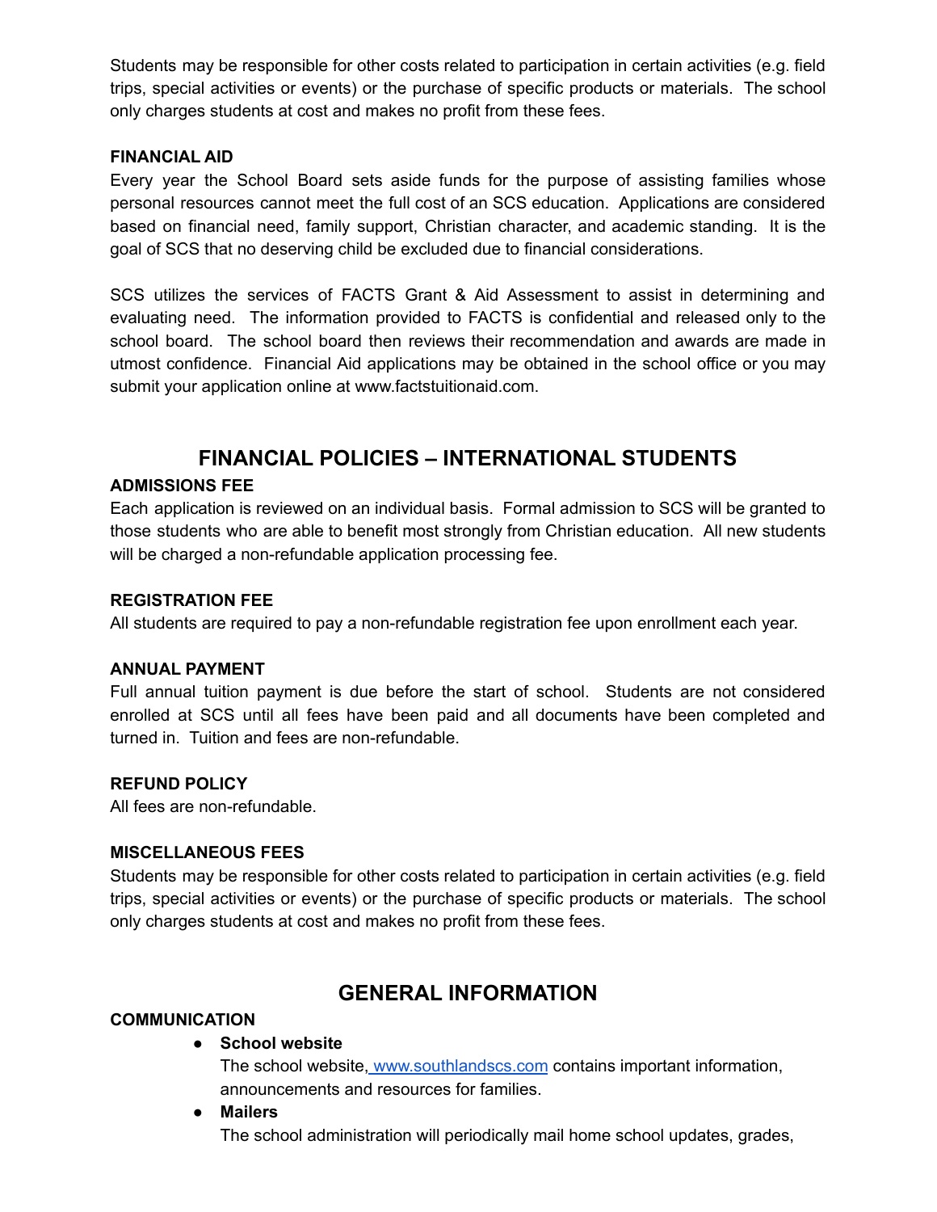Students may be responsible for other costs related to participation in certain activities (e.g. field trips, special activities or events) or the purchase of specific products or materials. The school only charges students at cost and makes no profit from these fees.

**FINANCIAL AID**

Every year the School Board sets aside funds for the purpose of assisting families whose personal resources cannot meet the full cost of an SCS education. Applications are considered based on financial need, family support, Christian character, and academic standing. It is the goal of SCS that no deserving child be excluded due to financial considerations.

SCS utilizes the services of FACTS Grant & Aid Assessment to assist in determining and evaluating need. The information provided to FACTS is confidential and released only to the school board. The school board then reviews their recommendation and awards are made in utmost confidence. Financial Aid applications may be obtained in the school office or you may submit your application online at www.factstuitionaid.com.

## FINANCIAL POLICIES – INTERNATIONAL STUDENTS

**ADMISSIONS FEE**

Each application is reviewed on an individual basis. Formal admission to SCS will be granted to those students who are able to benefit most strongly from Christian education. All new students will be charged a non-refundable application processing fee.

**REGISTRATION FEE**

All students are required to pay a non-refundable registration fee upon enrollment each year.

**ANNUAL PAYMENT**

Full annual tuition payment is due before the start of school. Students are not considered enrolled at SCS until all fees have been paid and all documents have been completed and turned in. Tuition and fees are non-refundable.

**REFUND POLICY**

All fees are non-refundable.

**MISCELLANEOUS FEES**

Students may be responsible for other costs related to participation in certain activities (e.g. field trips, special activities or events) or the purchase of specific products or materials. The school only charges students at cost and makes no profit from these fees.

## GENERAL INFORMATION

**COMMUNICATION**

- **School website**
  The school website, www.southlandscs.com contains important information, announcements and resources for families.
- **Mailers**
  The school administration will periodically mail home school updates, grades,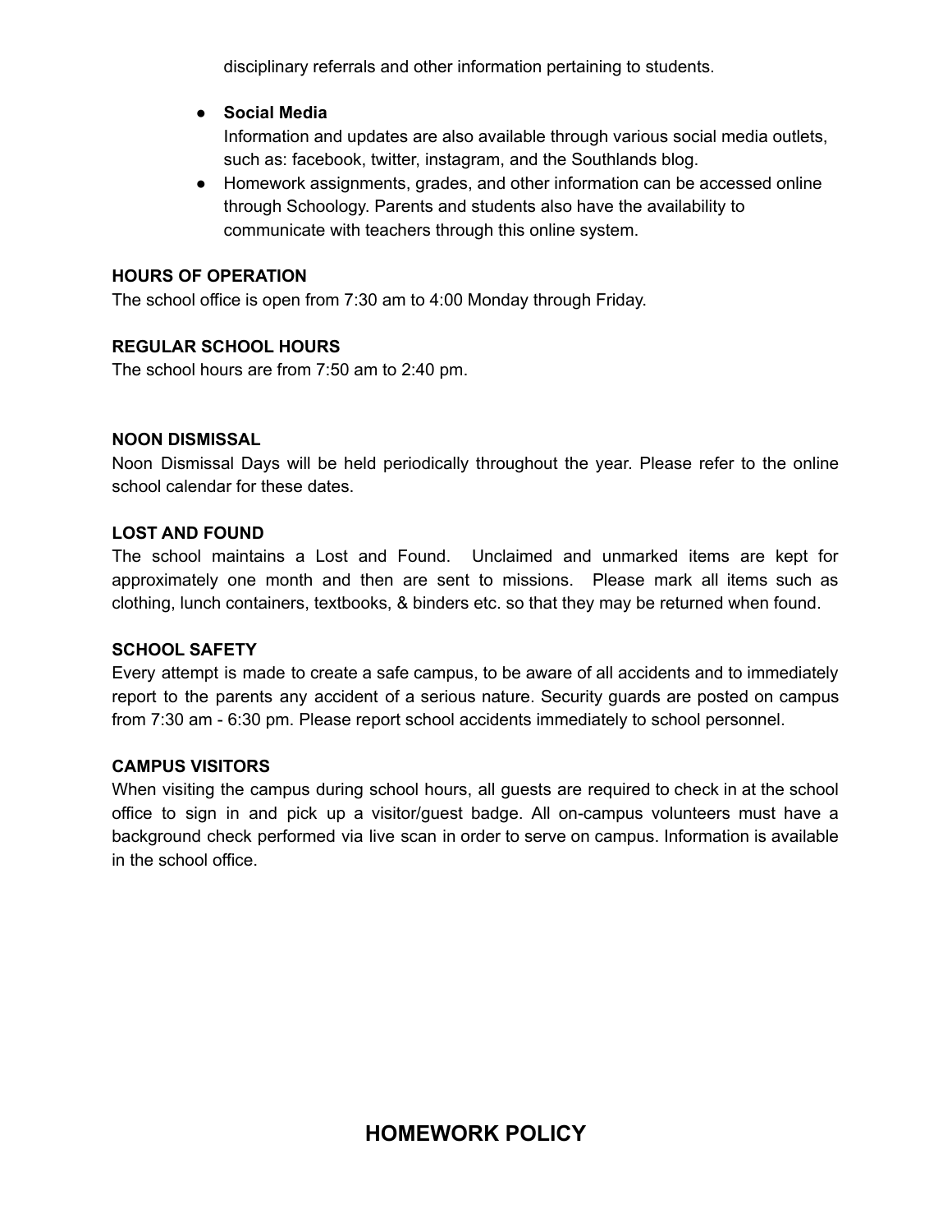disciplinary referrals and other information pertaining to students.

- **Social Media**
  Information and updates are also available through various social media outlets, such as: facebook, twitter, instagram, and the Southlands blog.
- Homework assignments, grades, and other information can be accessed online through Schoology. Parents and students also have the availability to communicate with teachers through this online system.

**HOURS OF OPERATION**
The school office is open from 7:30 am to 4:00 Monday through Friday.

**REGULAR SCHOOL HOURS**
The school hours are from 7:50 am to 2:40 pm.

**NOON DISMISSAL**
Noon Dismissal Days will be held periodically throughout the year. Please refer to the online school calendar for these dates.

**LOST AND FOUND**
The school maintains a Lost and Found. Unclaimed and unmarked items are kept for approximately one month and then are sent to missions. Please mark all items such as clothing, lunch containers, textbooks, & binders etc. so that they may be returned when found.

**SCHOOL SAFETY**
Every attempt is made to create a safe campus, to be aware of all accidents and to immediately report to the parents any accident of a serious nature. Security guards are posted on campus from 7:30 am - 6:30 pm. Please report school accidents immediately to school personnel.

**CAMPUS VISITORS**
When visiting the campus during school hours, all guests are required to check in at the school office to sign in and pick up a visitor/guest badge. All on-campus volunteers must have a background check performed via live scan in order to serve on campus. Information is available in the school office.

## HOMEWORK POLICY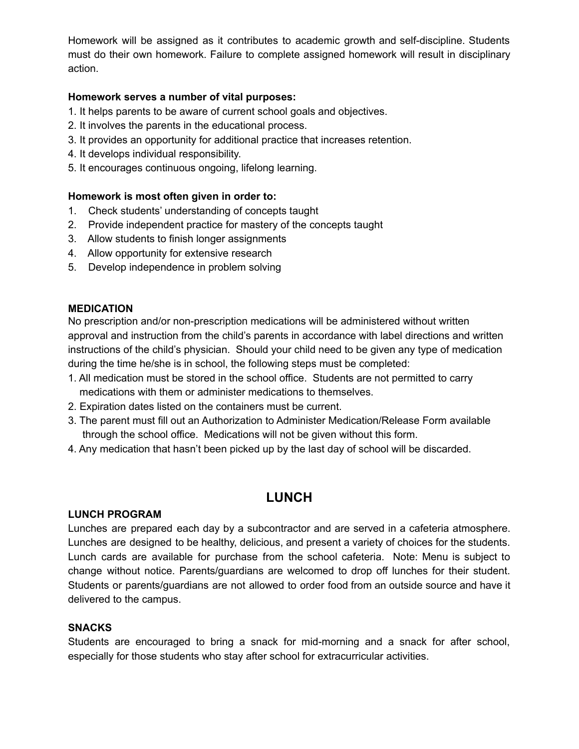Homework will be assigned as it contributes to academic growth and self-discipline. Students must do their own homework. Failure to complete assigned homework will result in disciplinary action.

**Homework serves a number of vital purposes:**

1. It helps parents to be aware of current school goals and objectives.
2. It involves the parents in the educational process.
3. It provides an opportunity for additional practice that increases retention.
4. It develops individual responsibility.
5. It encourages continuous ongoing, lifelong learning.

**Homework is most often given in order to:**

1. Check students' understanding of concepts taught
2. Provide independent practice for mastery of the concepts taught
3. Allow students to finish longer assignments
4. Allow opportunity for extensive research
5. Develop independence in problem solving

**MEDICATION**

No prescription and/or non-prescription medications will be administered without written approval and instruction from the child's parents in accordance with label directions and written instructions of the child's physician. Should your child need to be given any type of medication during the time he/she is in school, the following steps must be completed:

1. All medication must be stored in the school office. Students are not permitted to carry medications with them or administer medications to themselves.
2. Expiration dates listed on the containers must be current.
3. The parent must fill out an Authorization to Administer Medication/Release Form available through the school office. Medications will not be given without this form.
4. Any medication that hasn't been picked up by the last day of school will be discarded.

## LUNCH

**LUNCH PROGRAM**

Lunches are prepared each day by a subcontractor and are served in a cafeteria atmosphere. Lunches are designed to be healthy, delicious, and present a variety of choices for the students. Lunch cards are available for purchase from the school cafeteria. Note: Menu is subject to change without notice. Parents/guardians are welcomed to drop off lunches for their student. Students or parents/guardians are not allowed to order food from an outside source and have it delivered to the campus.

**SNACKS**

Students are encouraged to bring a snack for mid-morning and a snack for after school, especially for those students who stay after school for extracurricular activities.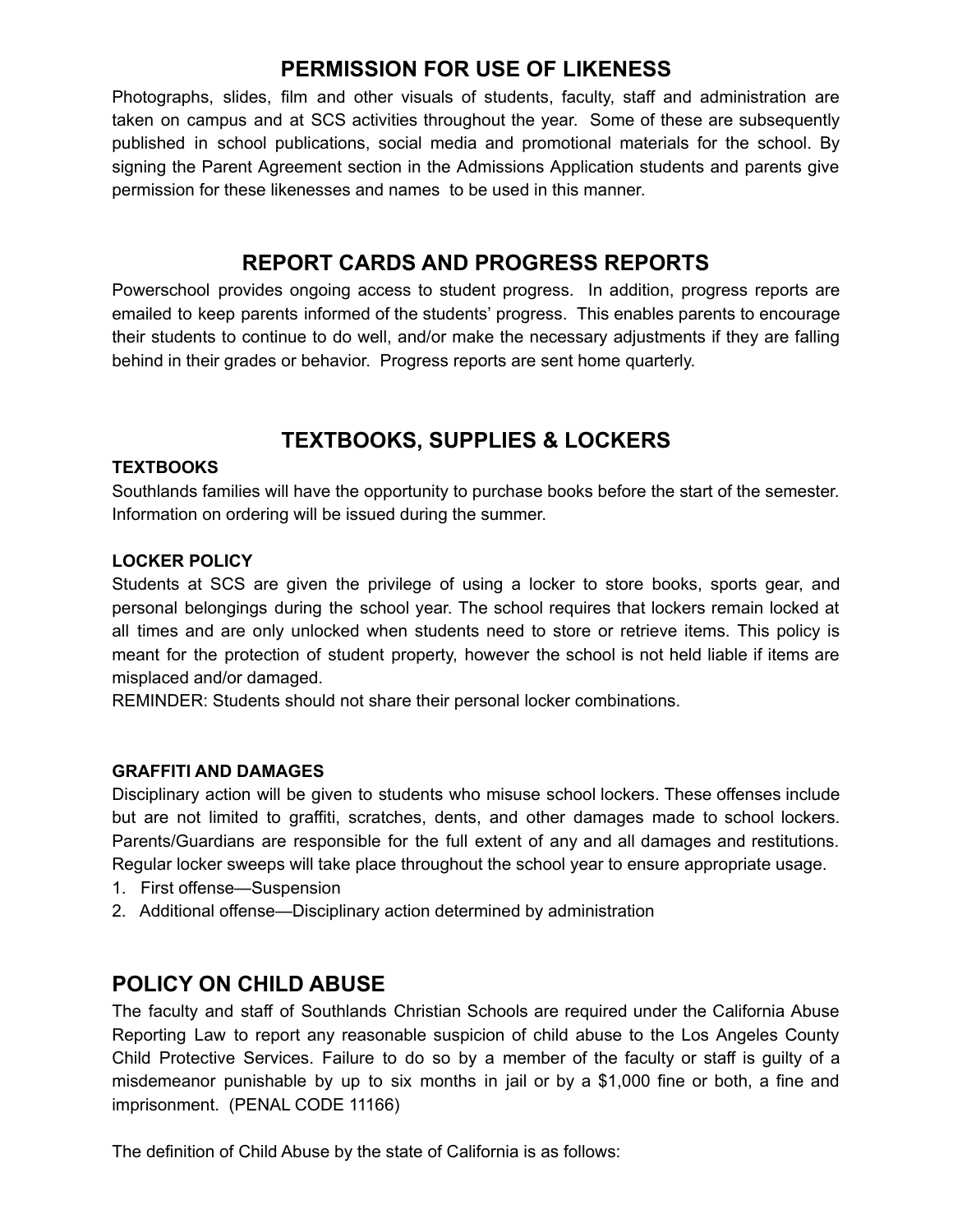## PERMISSION FOR USE OF LIKENESS

Photographs, slides, film and other visuals of students, faculty, staff and administration are taken on campus and at SCS activities throughout the year. Some of these are subsequently published in school publications, social media and promotional materials for the school. By signing the Parent Agreement section in the Admissions Application students and parents give permission for these likenesses and names to be used in this manner.

## REPORT CARDS AND PROGRESS REPORTS

Powerschool provides ongoing access to student progress. In addition, progress reports are emailed to keep parents informed of the students' progress. This enables parents to encourage their students to continue to do well, and/or make the necessary adjustments if they are falling behind in their grades or behavior. Progress reports are sent home quarterly.

## TEXTBOOKS, SUPPLIES & LOCKERS

### TEXTBOOKS

Southlands families will have the opportunity to purchase books before the start of the semester. Information on ordering will be issued during the summer.

### LOCKER POLICY

Students at SCS are given the privilege of using a locker to store books, sports gear, and personal belongings during the school year. The school requires that lockers remain locked at all times and are only unlocked when students need to store or retrieve items. This policy is meant for the protection of student property, however the school is not held liable if items are misplaced and/or damaged.
REMINDER: Students should not share their personal locker combinations.

### GRAFFITI AND DAMAGES

Disciplinary action will be given to students who misuse school lockers. These offenses include but are not limited to graffiti, scratches, dents, and other damages made to school lockers. Parents/Guardians are responsible for the full extent of any and all damages and restitutions. Regular locker sweeps will take place throughout the school year to ensure appropriate usage.

1. First offense—Suspension
2. Additional offense—Disciplinary action determined by administration

## POLICY ON CHILD ABUSE

The faculty and staff of Southlands Christian Schools are required under the California Abuse Reporting Law to report any reasonable suspicion of child abuse to the Los Angeles County Child Protective Services. Failure to do so by a member of the faculty or staff is guilty of a misdemeanor punishable by up to six months in jail or by a $1,000 fine or both, a fine and imprisonment. (PENAL CODE 11166)

The definition of Child Abuse by the state of California is as follows: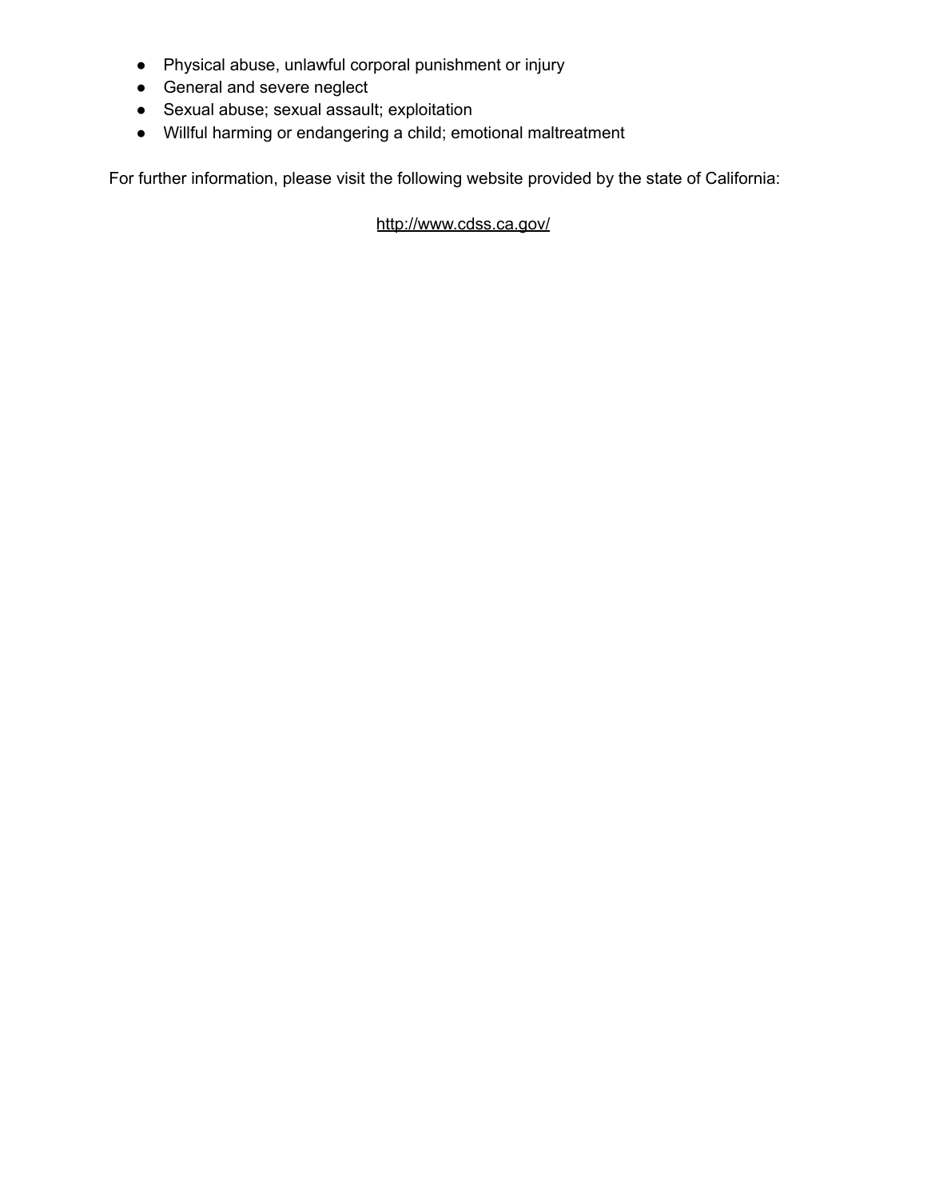- Physical abuse, unlawful corporal punishment or injury
- General and severe neglect
- Sexual abuse; sexual assault; exploitation
- Willful harming or endangering a child; emotional maltreatment

For further information, please visit the following website provided by the state of California:

http://www.cdss.ca.gov/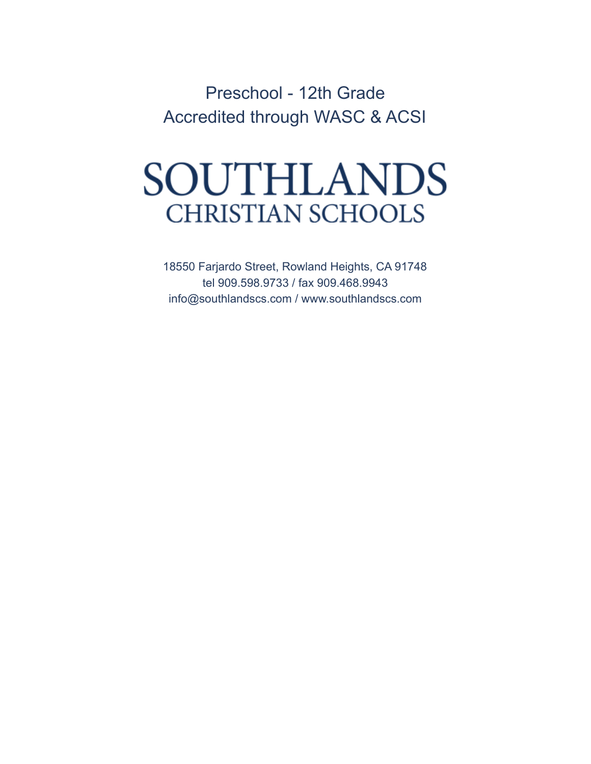Preschool - 12th Grade
Accredited through WASC & ACSI

# SOUTHLANDS
## CHRISTIAN SCHOOLS

18550 Farjardo Street, Rowland Heights, CA 91748
tel 909.598.9733 / fax 909.468.9943
info@southlandscs.com / www.southlandscs.com